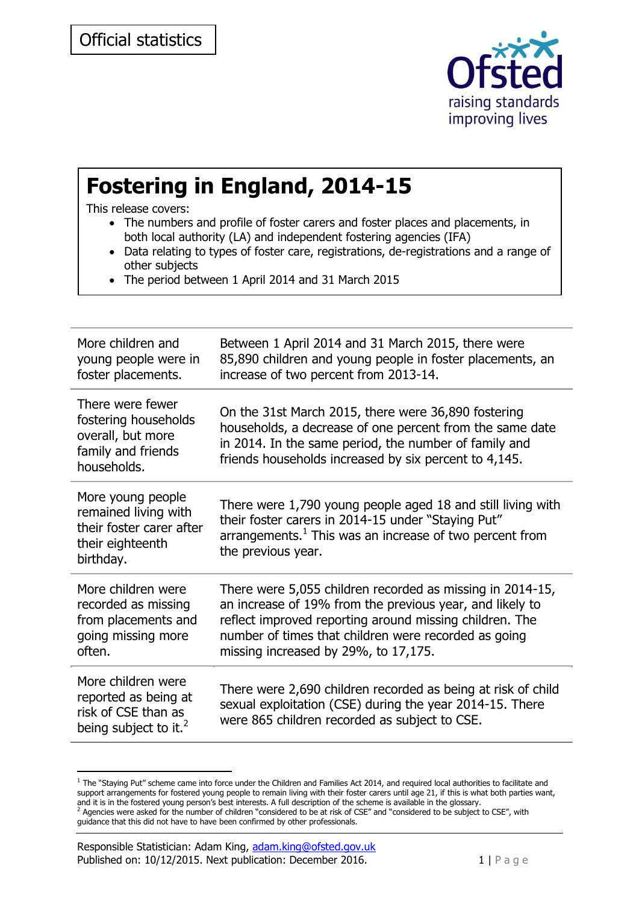Official statistics

# Fostering in England, 2014-15

This release covers:

- The numbers and profile of foster carers and foster places and placements, in both local authority (LA) and independent fostering agencies (IFA)
- Data relating to types of foster care, registrations, de-registrations and a range of other subjects
- The period between 1 April 2014 and 31 March 2015

| | |
|---|---|
| More children and young people were in foster placements. | Between 1 April 2014 and 31 March 2015, there were 85,890 children and young people in foster placements, an increase of two percent from 2013-14. |
| There were fewer fostering households overall, but more family and friends households. | On the 31st March 2015, there were 36,890 fostering households, a decrease of one percent from the same date in 2014. In the same period, the number of family and friends households increased by six percent to 4,145. |
| More young people remained living with their foster carer after their eighteenth birthday. | There were 1,790 young people aged 18 and still living with their foster carers in 2014-15 under "Staying Put" arrangements.[1] This was an increase of two percent from the previous year. |
| More children were recorded as missing from placements and going missing more often. | There were 5,055 children recorded as missing in 2014-15, an increase of 19% from the previous year, and likely to reflect improved reporting around missing children. The number of times that children were recorded as going missing increased by 29%, to 17,175. |
| More children were reported as being at risk of CSE than as being subject to it.[2] | There were 2,690 children recorded as being at risk of child sexual exploitation (CSE) during the year 2014-15. There were 865 children recorded as subject to CSE. |

[1] The "Staying Put" scheme came into force under the Children and Families Act 2014, and required local authorities to facilitate and support arrangements for fostered young people to remain living with their foster carers until age 21, if this is what both parties want, and it is in the fostered young person's best interests. A full description of the scheme is available in the glossary.

[2] Agencies were asked for the number of children "considered to be at risk of CSE" and "considered to be subject to CSE", with guidance that this did not have to have been confirmed by other professionals.

Responsible Statistician: Adam King, adam.king@ofsted.gov.uk
Published on: 10/12/2015. Next publication: December 2016.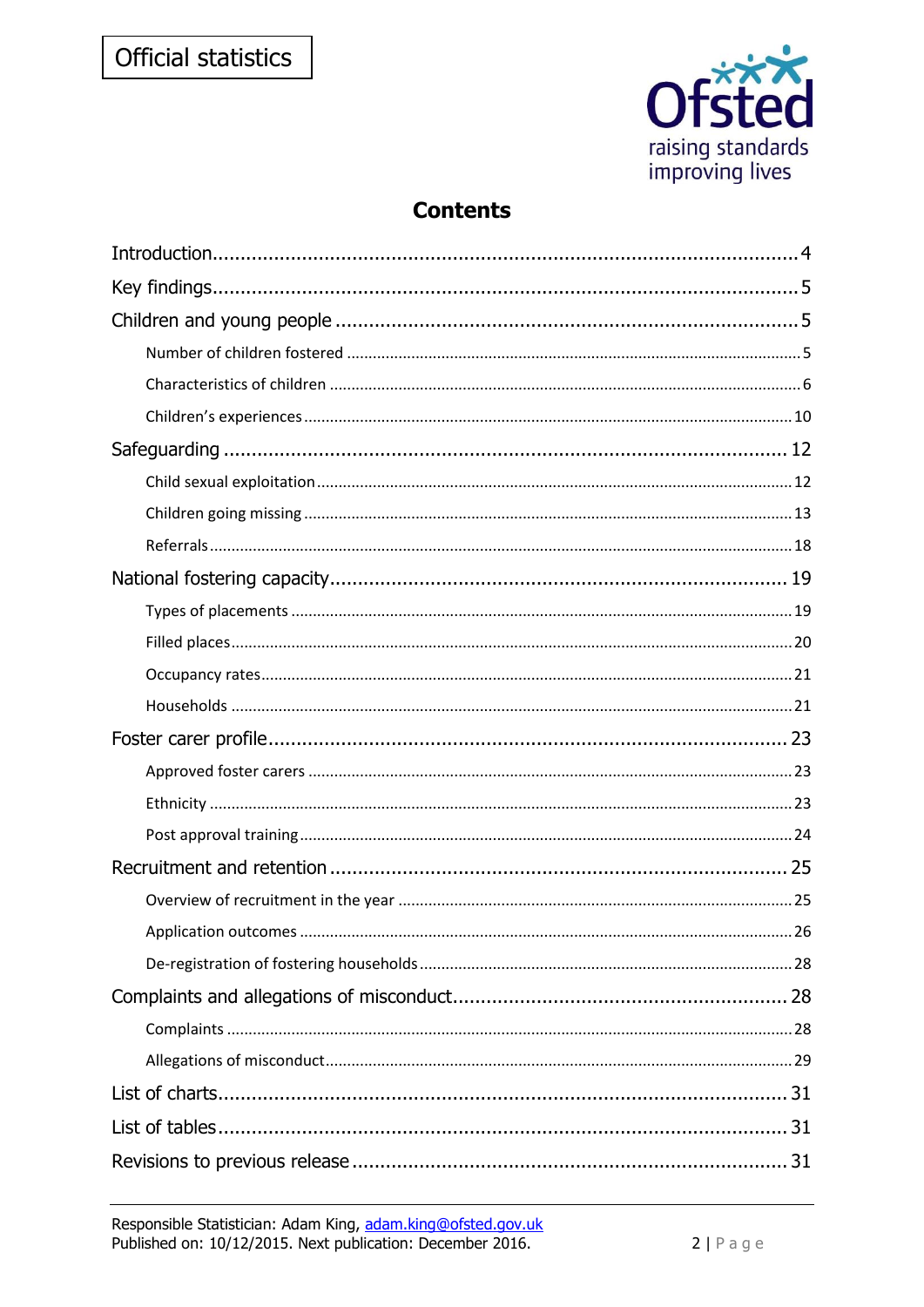Official statistics

## Contents

- Introduction ... 4
- Key findings ... 5
- Children and young people ... 5
  - Number of children fostered ... 5
  - Characteristics of children ... 6
  - Children's experiences ... 10
- Safeguarding ... 12
  - Child sexual exploitation ... 12
  - Children going missing ... 13
  - Referrals ... 18
- National fostering capacity ... 19
  - Types of placements ... 19
  - Filled places ... 20
  - Occupancy rates ... 21
  - Households ... 21
- Foster carer profile ... 23
  - Approved foster carers ... 23
  - Ethnicity ... 23
  - Post approval training ... 24
- Recruitment and retention ... 25
  - Overview of recruitment in the year ... 25
  - Application outcomes ... 26
  - De-registration of fostering households ... 28
- Complaints and allegations of misconduct ... 28
  - Complaints ... 28
  - Allegations of misconduct ... 29
- List of charts ... 31
- List of tables ... 31
- Revisions to previous release ... 31

Responsible Statistician: Adam King, adam.king@ofsted.gov.uk
Published on: 10/12/2015. Next publication: December 2016.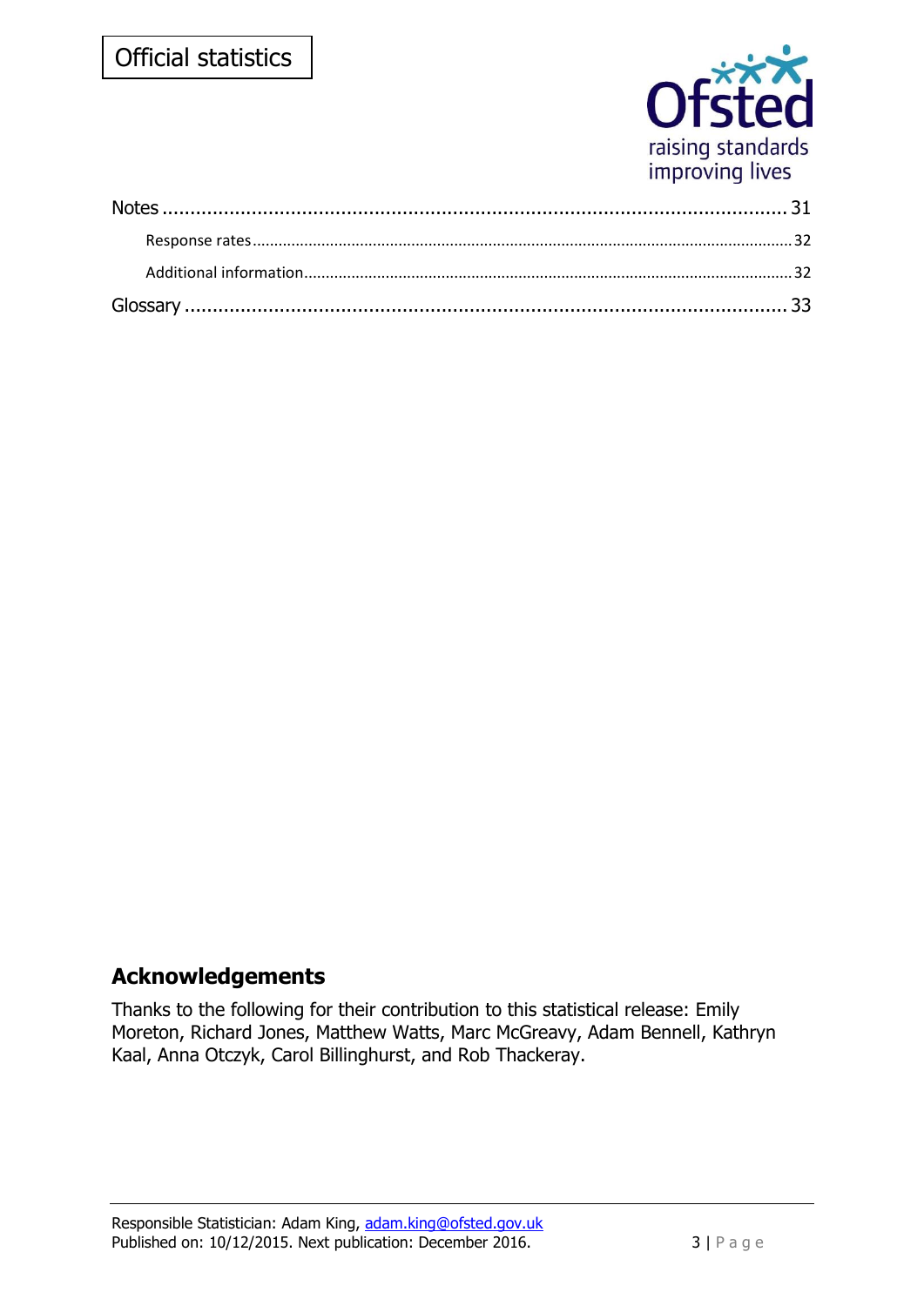Notes ........................................................................................................ 31

Response rates ........................................................................................................ 32

Additional information ........................................................................................................ 32

Glossary ........................................................................................................ 33

## Acknowledgements

Thanks to the following for their contribution to this statistical release: Emily Moreton, Richard Jones, Matthew Watts, Marc McGreavy, Adam Bennell, Kathryn Kaal, Anna Otczyk, Carol Billinghurst, and Rob Thackeray.

Responsible Statistician: Adam King, adam.king@ofsted.gov.uk
Published on: 10/12/2015. Next publication: December 2016.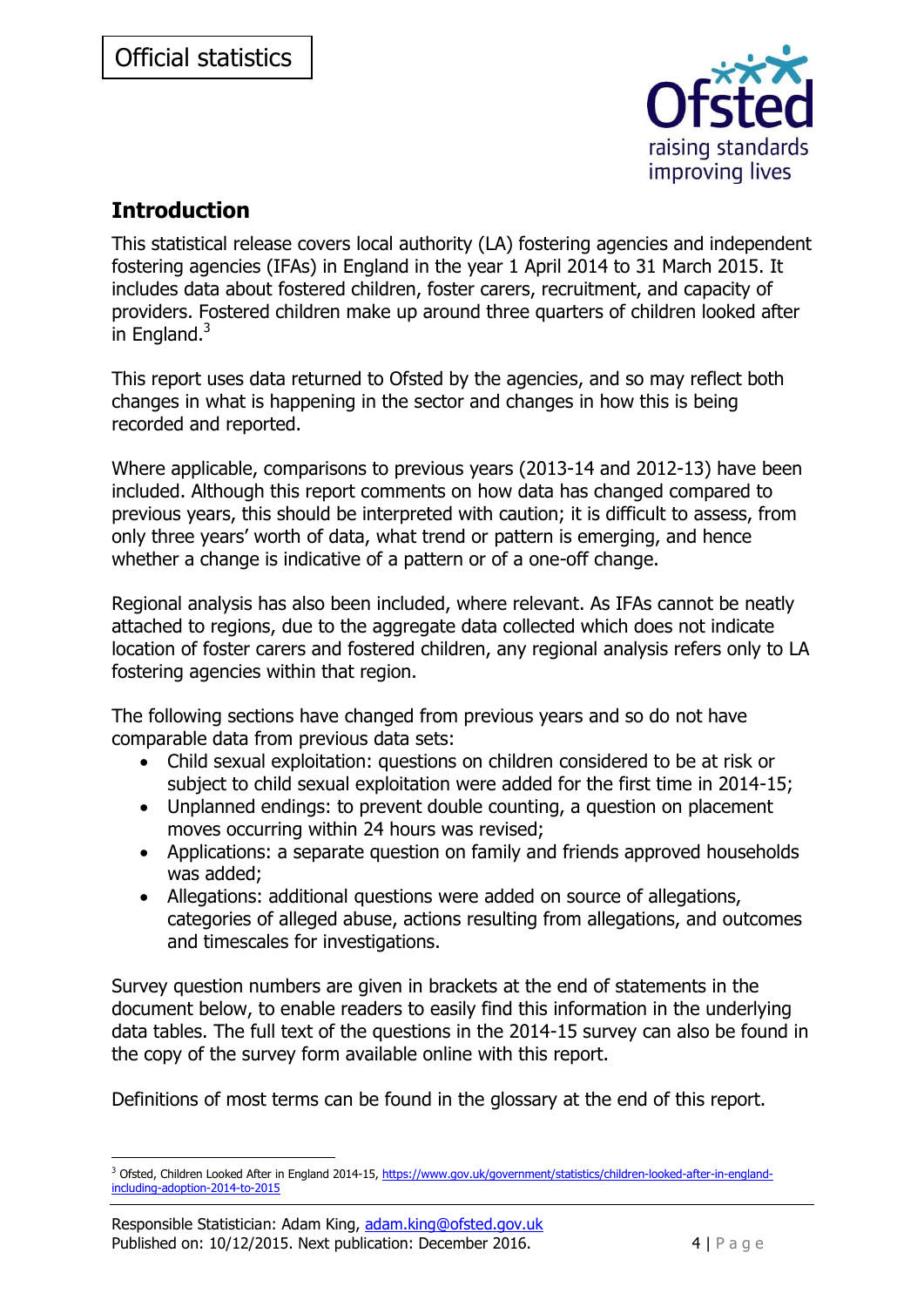Official statistics

## Introduction

This statistical release covers local authority (LA) fostering agencies and independent fostering agencies (IFAs) in England in the year 1 April 2014 to 31 March 2015. It includes data about fostered children, foster carers, recruitment, and capacity of providers. Fostered children make up around three quarters of children looked after in England.[3]

This report uses data returned to Ofsted by the agencies, and so may reflect both changes in what is happening in the sector and changes in how this is being recorded and reported.

Where applicable, comparisons to previous years (2013-14 and 2012-13) have been included. Although this report comments on how data has changed compared to previous years, this should be interpreted with caution; it is difficult to assess, from only three years' worth of data, what trend or pattern is emerging, and hence whether a change is indicative of a pattern or of a one-off change.

Regional analysis has also been included, where relevant. As IFAs cannot be neatly attached to regions, due to the aggregate data collected which does not indicate location of foster carers and fostered children, any regional analysis refers only to LA fostering agencies within that region.

The following sections have changed from previous years and so do not have comparable data from previous data sets:

- Child sexual exploitation: questions on children considered to be at risk or subject to child sexual exploitation were added for the first time in 2014-15;
- Unplanned endings: to prevent double counting, a question on placement moves occurring within 24 hours was revised;
- Applications: a separate question on family and friends approved households was added;
- Allegations: additional questions were added on source of allegations, categories of alleged abuse, actions resulting from allegations, and outcomes and timescales for investigations.

Survey question numbers are given in brackets at the end of statements in the document below, to enable readers to easily find this information in the underlying data tables. The full text of the questions in the 2014-15 survey can also be found in the copy of the survey form available online with this report.

Definitions of most terms can be found in the glossary at the end of this report.

[3] Ofsted, Children Looked After in England 2014-15, https://www.gov.uk/government/statistics/children-looked-after-in-england-including-adoption-2014-to-2015

Responsible Statistician: Adam King, adam.king@ofsted.gov.uk
Published on: 10/12/2015. Next publication: December 2016.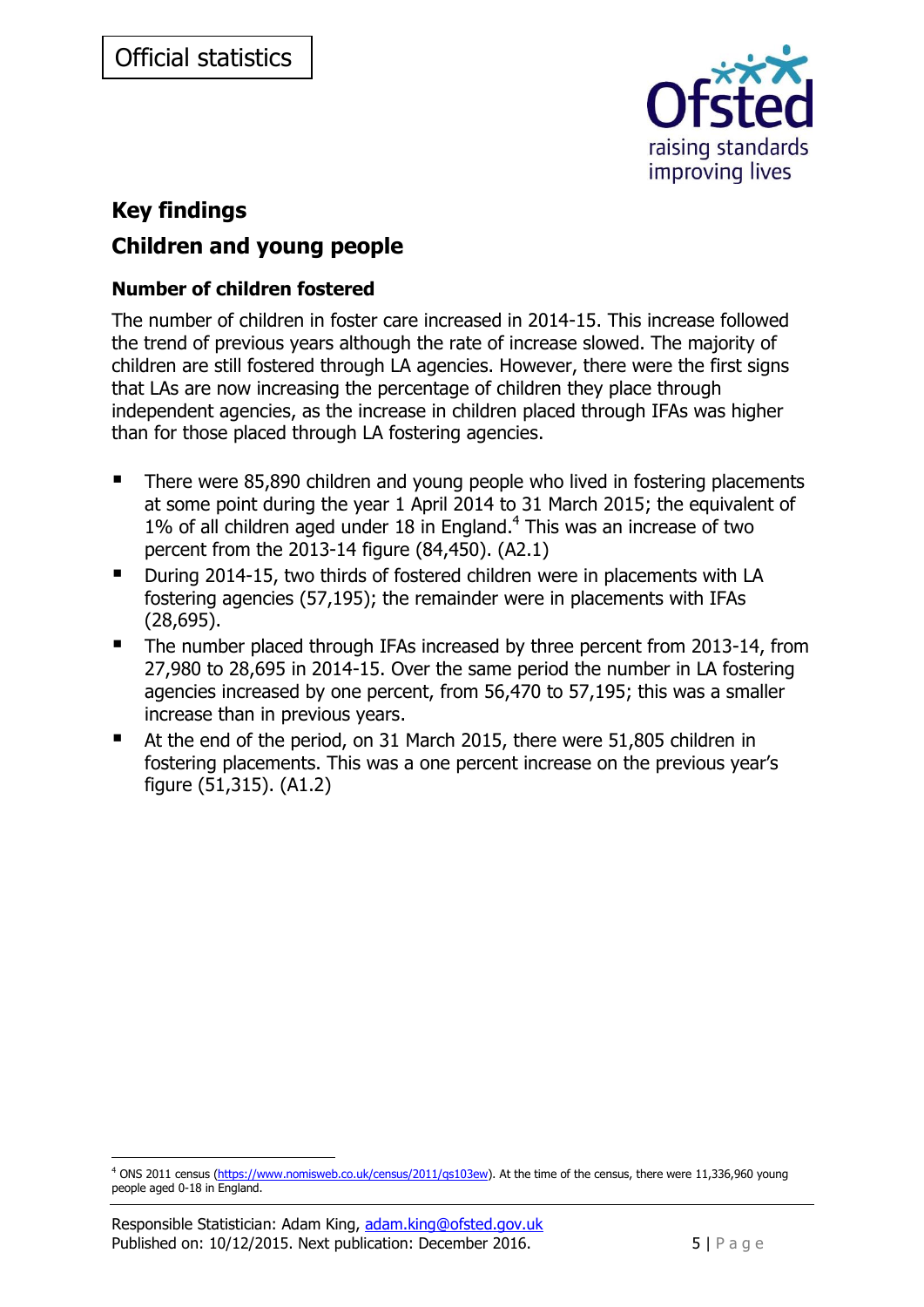## Key findings

## Children and young people

### Number of children fostered

The number of children in foster care increased in 2014-15. This increase followed the trend of previous years although the rate of increase slowed. The majority of children are still fostered through LA agencies. However, there were the first signs that LAs are now increasing the percentage of children they place through independent agencies, as the increase in children placed through IFAs was higher than for those placed through LA fostering agencies.

- There were 85,890 children and young people who lived in fostering placements at some point during the year 1 April 2014 to 31 March 2015; the equivalent of 1% of all children aged under 18 in England.[4] This was an increase of two percent from the 2013-14 figure (84,450). (A2.1)
- During 2014-15, two thirds of fostered children were in placements with LA fostering agencies (57,195); the remainder were in placements with IFAs (28,695).
- The number placed through IFAs increased by three percent from 2013-14, from 27,980 to 28,695 in 2014-15. Over the same period the number in LA fostering agencies increased by one percent, from 56,470 to 57,195; this was a smaller increase than in previous years.
- At the end of the period, on 31 March 2015, there were 51,805 children in fostering placements. This was a one percent increase on the previous year's figure (51,315). (A1.2)

[4] ONS 2011 census (https://www.nomisweb.co.uk/census/2011/qs103ew). At the time of the census, there were 11,336,960 young people aged 0-18 in England.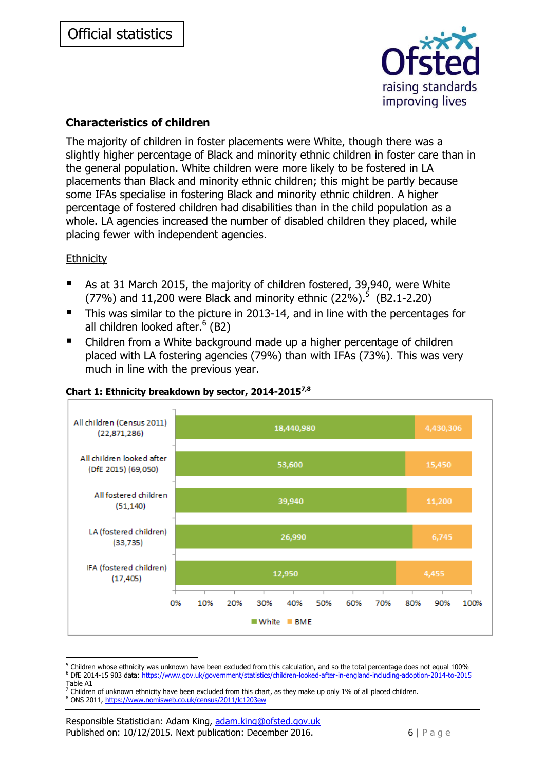Official statistics

## Characteristics of children

The majority of children in foster placements were White, though there was a slightly higher percentage of Black and minority ethnic children in foster care than in the general population. White children were more likely to be fostered in LA placements than Black and minority ethnic children; this might be partly because some IFAs specialise in fostering Black and minority ethnic children. A higher percentage of fostered children had disabilities than in the child population as a whole. LA agencies increased the number of disabled children they placed, while placing fewer with independent agencies.

### Ethnicity

- As at 31 March 2015, the majority of children fostered, 39,940, were White (77%) and 11,200 were Black and minority ethnic (22%).[5] (B2.1-2.20)
- This was similar to the picture in 2013-14, and in line with the percentages for all children looked after.[6] (B2)
- Children from a White background made up a higher percentage of children placed with LA fostering agencies (79%) than with IFAs (73%). This was very much in line with the previous year.

**Chart 1: Ethnicity breakdown by sector, 2014-2015[7,8]**

| | White | BME |
|---|---|---|
| All children (Census 2011) (22,871,286) | 18,440,980 | 4,430,306 |
| All children looked after (DfE 2015) (69,050) | 53,600 | 15,450 |
| All fostered children (51,140) | 39,940 | 11,200 |
| LA (fostered children) (33,735) | 26,990 | 6,745 |
| IFA (fostered children) (17,405) | 12,950 | 4,455 |

[5] Children whose ethnicity was unknown have been excluded from this calculation, and so the total percentage does not equal 100%
[6] DfE 2014-15 903 data: https://www.gov.uk/government/statistics/children-looked-after-in-england-including-adoption-2014-to-2015 Table A1
[7] Children of unknown ethnicity have been excluded from this chart, as they make up only 1% of all placed children.
[8] ONS 2011, https://www.nomisweb.co.uk/census/2011/lc1203ew

Responsible Statistician: Adam King, adam.king@ofsted.gov.uk
Published on: 10/12/2015. Next publication: December 2016.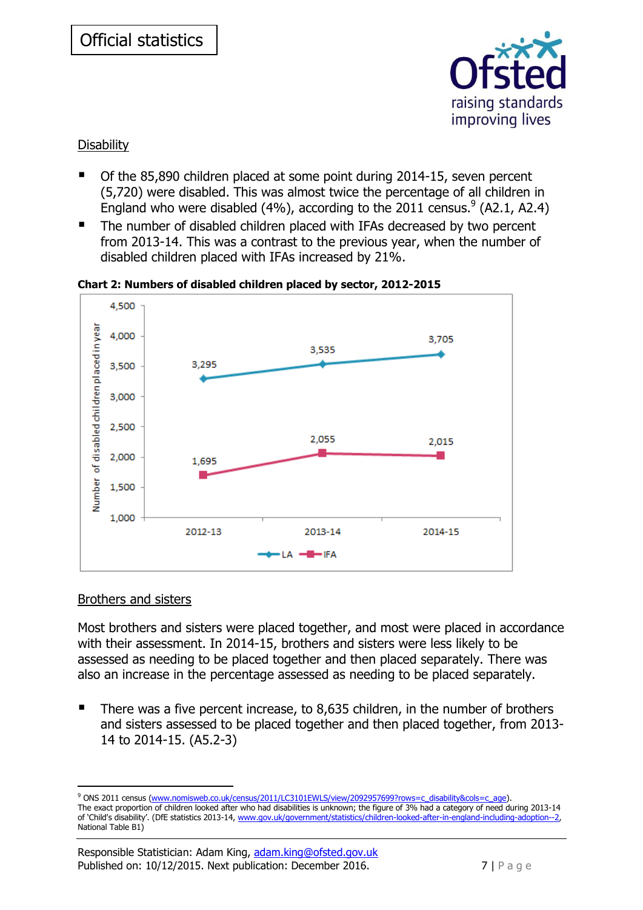## Disability

- Of the 85,890 children placed at some point during 2014-15, seven percent (5,720) were disabled. This was almost twice the percentage of all children in England who were disabled (4%), according to the 2011 census.[9] (A2.1, A2.4)
- The number of disabled children placed with IFAs decreased by two percent from 2013-14. This was a contrast to the previous year, when the number of disabled children placed with IFAs increased by 21%.

**Chart 2: Numbers of disabled children placed by sector, 2012-2015**

| | 2012-13 | 2013-14 | 2014-15 |
|---|---|---|---|
| LA | 3,295 | 3,535 | 3,705 |
| IFA | 1,695 | 2,055 | 2,015 |

## Brothers and sisters

Most brothers and sisters were placed together, and most were placed in accordance with their assessment. In 2014-15, brothers and sisters were less likely to be assessed as needing to be placed together and then placed separately. There was also an increase in the percentage assessed as needing to be placed separately.

- There was a five percent increase, to 8,635 children, in the number of brothers and sisters assessed to be placed together and then placed together, from 2013-14 to 2014-15. (A5.2-3)

---

[9] ONS 2011 census (www.nomisweb.co.uk/census/2011/LC3101EWLS/view/2092957699?rows=c_disability&cols=c_age). The exact proportion of children looked after who had disabilities is unknown; the figure of 3% had a category of need during 2013-14 of 'Child's disability'. (DfE statistics 2013-14, www.gov.uk/government/statistics/children-looked-after-in-england-including-adoption--2, National Table B1)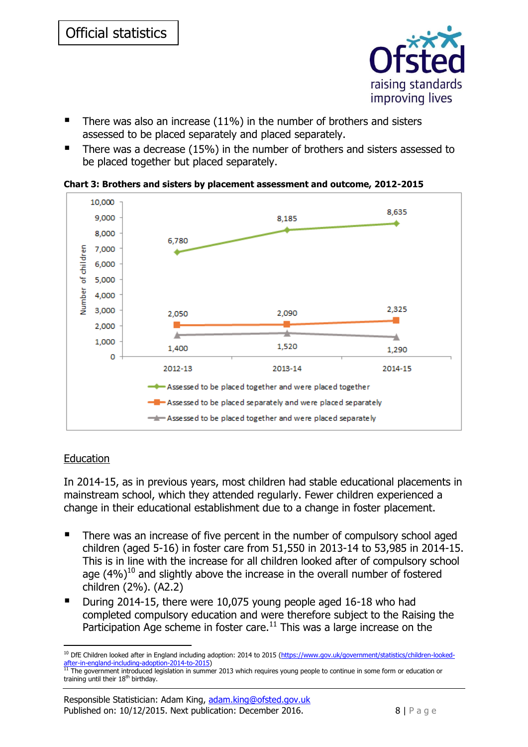- There was also an increase (11%) in the number of brothers and sisters assessed to be placed separately and placed separately.
- There was a decrease (15%) in the number of brothers and sisters assessed to be placed together but placed separately.

**Chart 3: Brothers and sisters by placement assessment and outcome, 2012-2015**

| | 2012-13 | 2013-14 | 2014-15 |
|---|---|---|---|
| Assessed to be placed together and were placed together | 6,780 | 8,185 | 8,635 |
| Assessed to be placed separately and were placed separately | 2,050 | 2,090 | 2,325 |
| Assessed to be placed together and were placed separately | 1,400 | 1,520 | 1,290 |

## Education

In 2014-15, as in previous years, most children had stable educational placements in mainstream school, which they attended regularly. Fewer children experienced a change in their educational establishment due to a change in foster placement.

- There was an increase of five percent in the number of compulsory school aged children (aged 5-16) in foster care from 51,550 in 2013-14 to 53,985 in 2014-15. This is in line with the increase for all children looked after of compulsory school age (4%)[10] and slightly above the increase in the overall number of fostered children (2%). (A2.2)
- During 2014-15, there were 10,075 young people aged 16-18 who had completed compulsory education and were therefore subject to the Raising the Participation Age scheme in foster care.[11] This was a large increase on the

---

[10] DfE Children looked after in England including adoption: 2014 to 2015 (https://www.gov.uk/government/statistics/children-looked-after-in-england-including-adoption-2014-to-2015)

[11] The government introduced legislation in summer 2013 which requires young people to continue in some form or education or training until their 18th birthday.

Responsible Statistician: Adam King, adam.king@ofsted.gov.uk
Published on: 10/12/2015. Next publication: December 2016.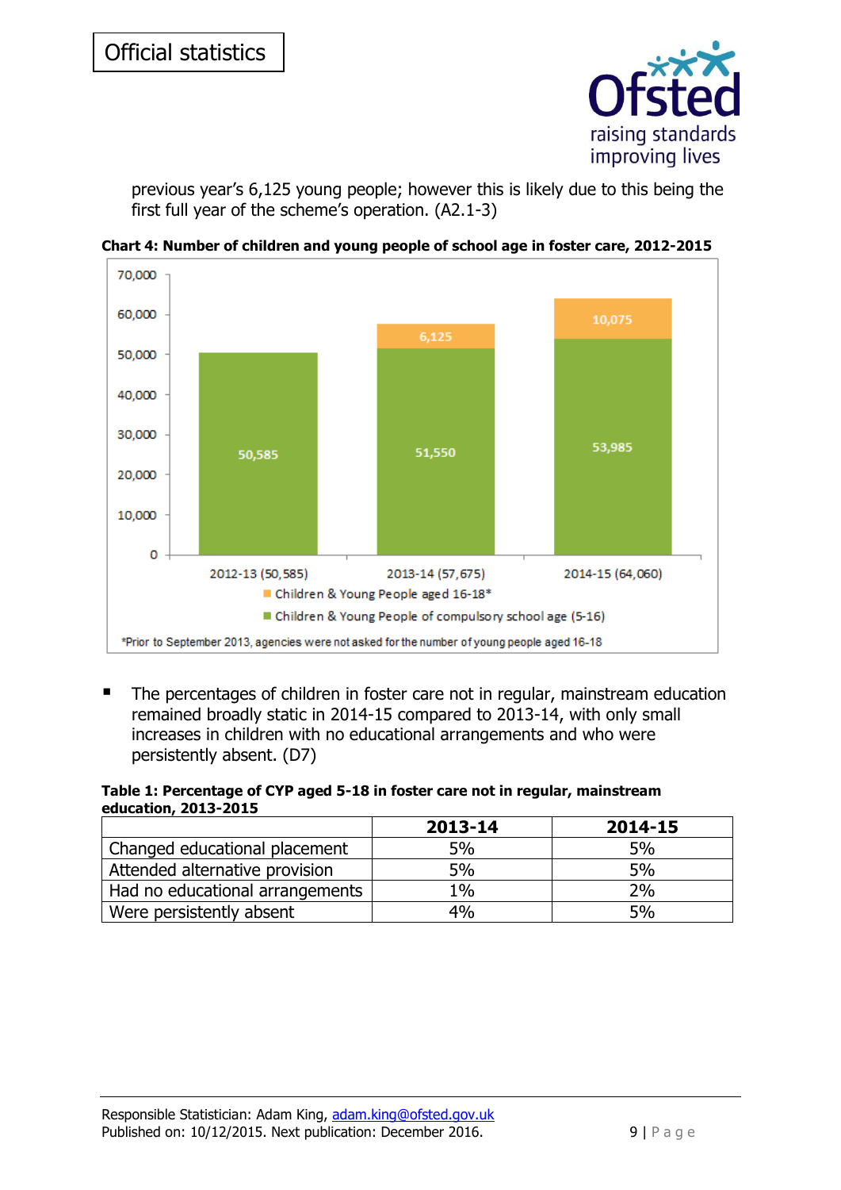previous year's 6,125 young people; however this is likely due to this being the first full year of the scheme's operation. (A2.1-3)

**Chart 4: Number of children and young people of school age in foster care, 2012-2015**

| | Children & Young People of compulsory school age (5-16) | Children & Young People aged 16-18* |
|---|---|---|
| 2012-13 (50,585) | 50,585 | |
| 2013-14 (57,675) | 51,550 | 6,125 |
| 2014-15 (64,060) | 53,985 | 10,075 |

*Prior to September 2013, agencies were not asked for the number of young people aged 16-18

- The percentages of children in foster care not in regular, mainstream education remained broadly static in 2014-15 compared to 2013-14, with only small increases in children with no educational arrangements and who were persistently absent. (D7)

**Table 1: Percentage of CYP aged 5-18 in foster care not in regular, mainstream education, 2013-2015**

| | 2013-14 | 2014-15 |
|---|---|---|
| Changed educational placement | 5% | 5% |
| Attended alternative provision | 5% | 5% |
| Had no educational arrangements | 1% | 2% |
| Were persistently absent | 4% | 5% |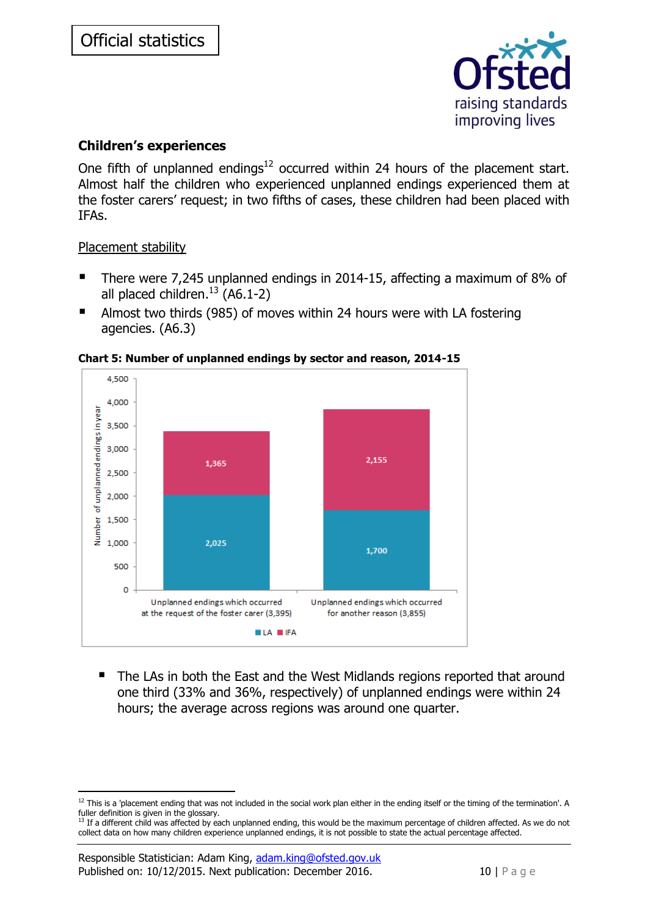Official statistics

## Children's experiences

One fifth of unplanned endings[12] occurred within 24 hours of the placement start. Almost half the children who experienced unplanned endings experienced them at the foster carers' request; in two fifths of cases, these children had been placed with IFAs.

Placement stability

- There were 7,245 unplanned endings in 2014-15, affecting a maximum of 8% of all placed children.[13] (A6.1-2)
- Almost two thirds (985) of moves within 24 hours were with LA fostering agencies. (A6.3)

**Chart 5: Number of unplanned endings by sector and reason, 2014-15**

| | LA | IFA |
|---|---|---|
| Unplanned endings which occurred at the request of the foster carer (3,395) | 2,025 | 1,365 |
| Unplanned endings which occurred for another reason (3,855) | 1,700 | 2,155 |

- The LAs in both the East and the West Midlands regions reported that around one third (33% and 36%, respectively) of unplanned endings were within 24 hours; the average across regions was around one quarter.

[12] This is a 'placement ending that was not included in the social work plan either in the ending itself or the timing of the termination'. A fuller definition is given in the glossary.

[13] If a different child was affected by each unplanned ending, this would be the maximum percentage of children affected. As we do not collect data on how many children experience unplanned endings, it is not possible to state the actual percentage affected.

Responsible Statistician: Adam King, adam.king@ofsted.gov.uk
Published on: 10/12/2015. Next publication: December 2016.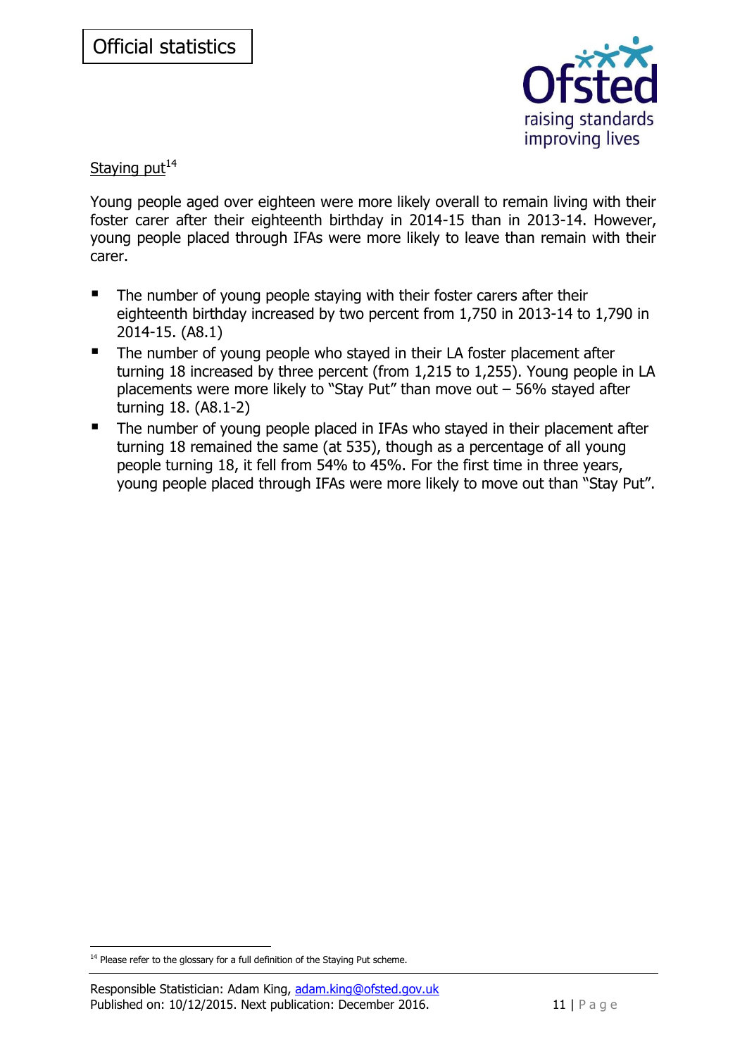## Staying put[14]

Young people aged over eighteen were more likely overall to remain living with their foster carer after their eighteenth birthday in 2014-15 than in 2013-14. However, young people placed through IFAs were more likely to leave than remain with their carer.

- The number of young people staying with their foster carers after their eighteenth birthday increased by two percent from 1,750 in 2013-14 to 1,790 in 2014-15. (A8.1)
- The number of young people who stayed in their LA foster placement after turning 18 increased by three percent (from 1,215 to 1,255). Young people in LA placements were more likely to "Stay Put" than move out – 56% stayed after turning 18. (A8.1-2)
- The number of young people placed in IFAs who stayed in their placement after turning 18 remained the same (at 535), though as a percentage of all young people turning 18, it fell from 54% to 45%. For the first time in three years, young people placed through IFAs were more likely to move out than "Stay Put".

[14] Please refer to the glossary for a full definition of the Staying Put scheme.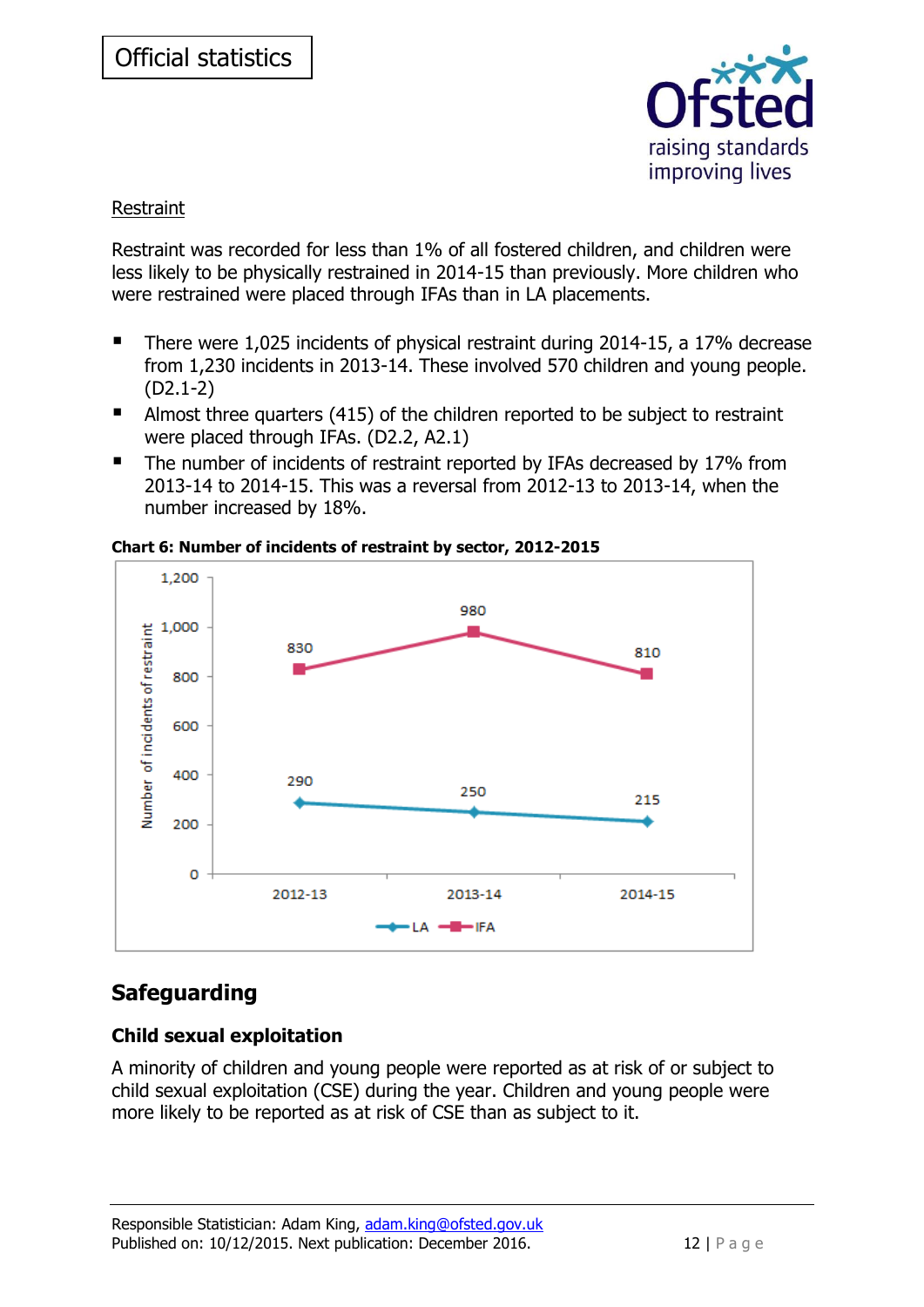Restraint

Restraint was recorded for less than 1% of all fostered children, and children were less likely to be physically restrained in 2014-15 than previously. More children who were restrained were placed through IFAs than in LA placements.

- There were 1,025 incidents of physical restraint during 2014-15, a 17% decrease from 1,230 incidents in 2013-14. These involved 570 children and young people. (D2.1-2)
- Almost three quarters (415) of the children reported to be subject to restraint were placed through IFAs. (D2.2, A2.1)
- The number of incidents of restraint reported by IFAs decreased by 17% from 2013-14 to 2014-15. This was a reversal from 2012-13 to 2013-14, when the number increased by 18%.

**Chart 6: Number of incidents of restraint by sector, 2012-2015**

| Sector | 2012-13 | 2013-14 | 2014-15 |
|---|---|---|---|
| LA | 290 | 250 | 215 |
| IFA | 830 | 980 | 810 |

## Safeguarding

### Child sexual exploitation

A minority of children and young people were reported as at risk of or subject to child sexual exploitation (CSE) during the year. Children and young people were more likely to be reported as at risk of CSE than as subject to it.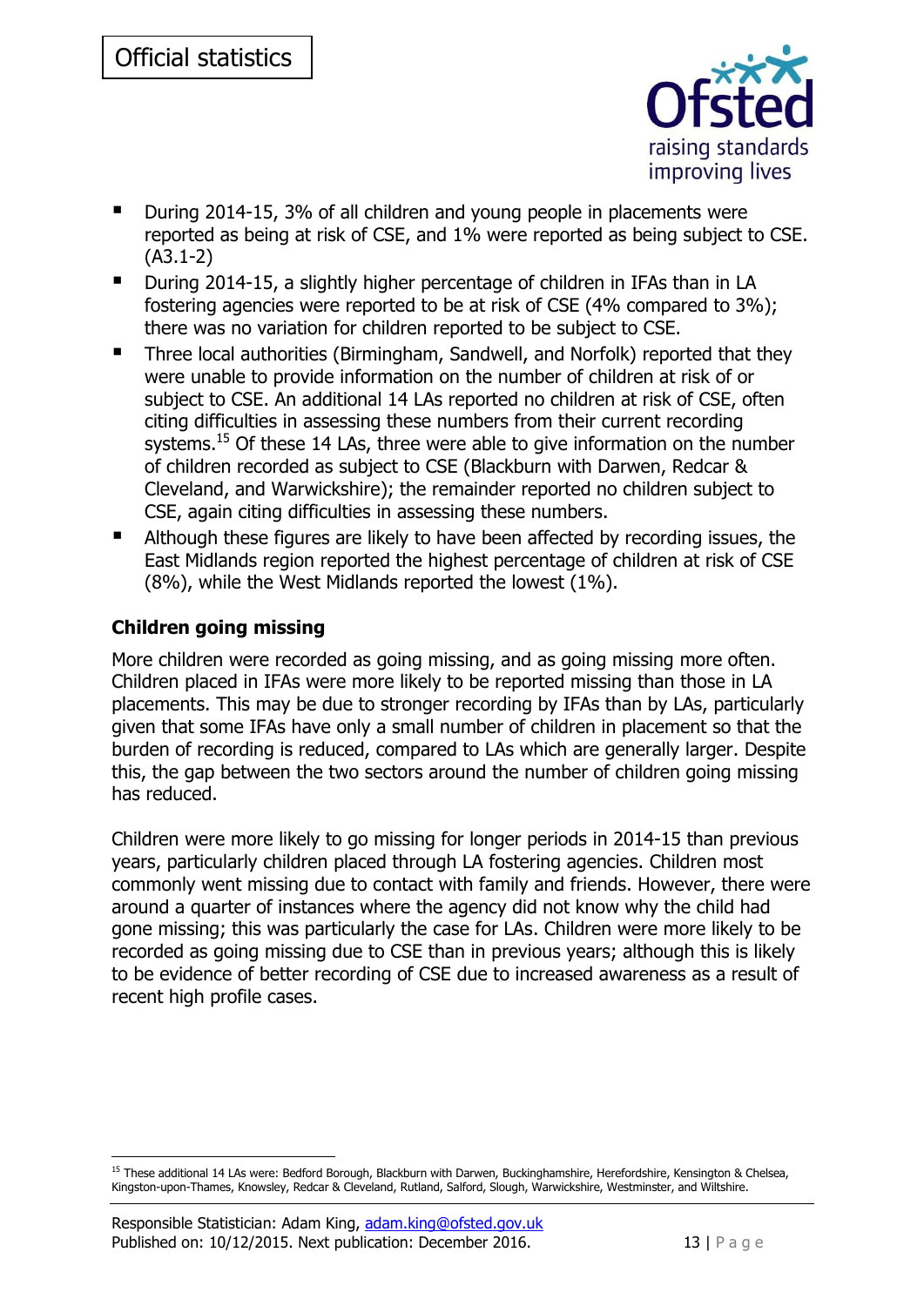- During 2014-15, 3% of all children and young people in placements were reported as being at risk of CSE, and 1% were reported as being subject to CSE. (A3.1-2)
- During 2014-15, a slightly higher percentage of children in IFAs than in LA fostering agencies were reported to be at risk of CSE (4% compared to 3%); there was no variation for children reported to be subject to CSE.
- Three local authorities (Birmingham, Sandwell, and Norfolk) reported that they were unable to provide information on the number of children at risk of or subject to CSE. An additional 14 LAs reported no children at risk of CSE, often citing difficulties in assessing these numbers from their current recording systems.[15] Of these 14 LAs, three were able to give information on the number of children recorded as subject to CSE (Blackburn with Darwen, Redcar & Cleveland, and Warwickshire); the remainder reported no children subject to CSE, again citing difficulties in assessing these numbers.
- Although these figures are likely to have been affected by recording issues, the East Midlands region reported the highest percentage of children at risk of CSE (8%), while the West Midlands reported the lowest (1%).

### Children going missing

More children were recorded as going missing, and as going missing more often. Children placed in IFAs were more likely to be reported missing than those in LA placements. This may be due to stronger recording by IFAs than by LAs, particularly given that some IFAs have only a small number of children in placement so that the burden of recording is reduced, compared to LAs which are generally larger. Despite this, the gap between the two sectors around the number of children going missing has reduced.

Children were more likely to go missing for longer periods in 2014-15 than previous years, particularly children placed through LA fostering agencies. Children most commonly went missing due to contact with family and friends. However, there were around a quarter of instances where the agency did not know why the child had gone missing; this was particularly the case for LAs. Children were more likely to be recorded as going missing due to CSE than in previous years; although this is likely to be evidence of better recording of CSE due to increased awareness as a result of recent high profile cases.

[15] These additional 14 LAs were: Bedford Borough, Blackburn with Darwen, Buckinghamshire, Herefordshire, Kensington & Chelsea, Kingston-upon-Thames, Knowsley, Redcar & Cleveland, Rutland, Salford, Slough, Warwickshire, Westminster, and Wiltshire.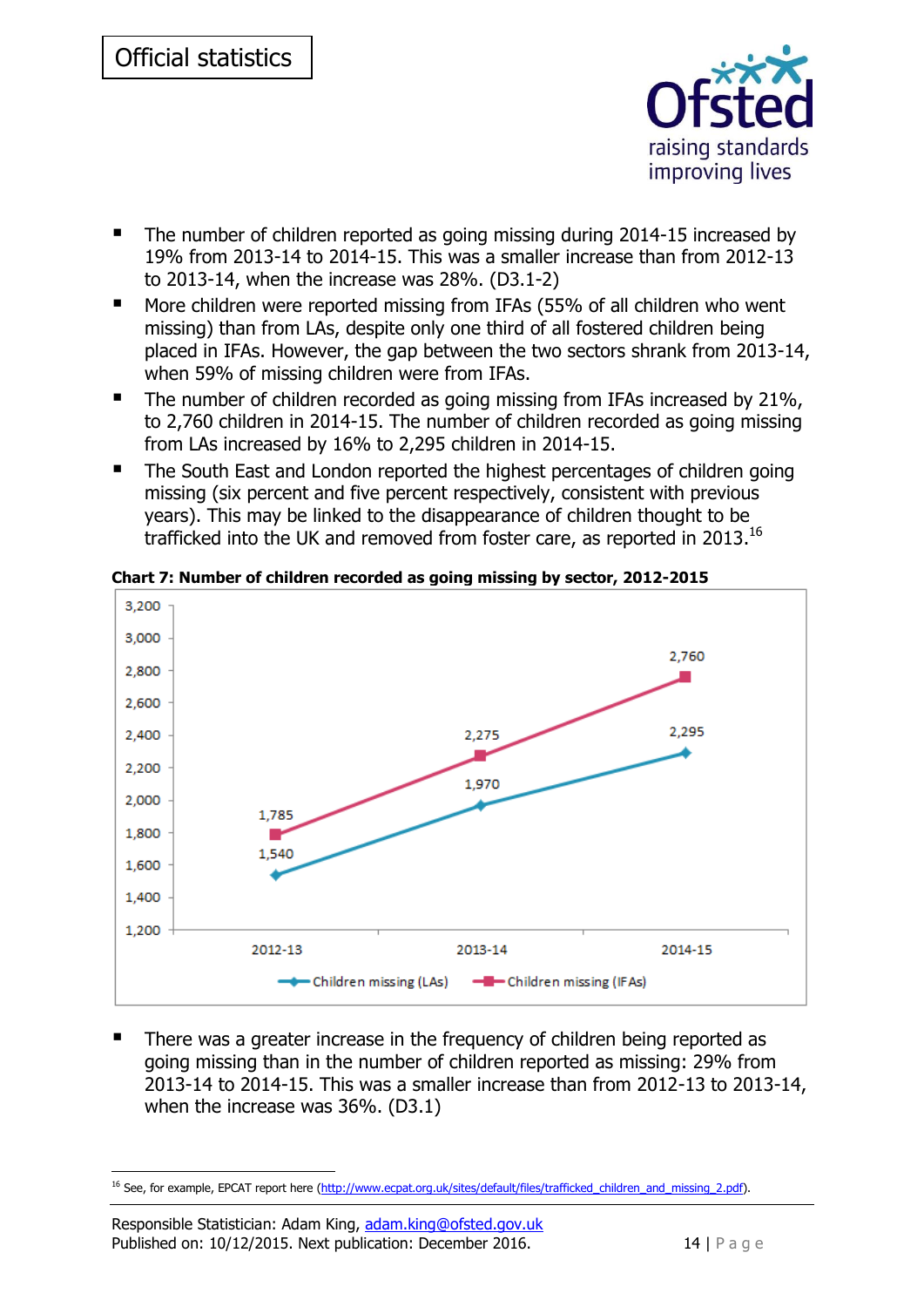- The number of children reported as going missing during 2014-15 increased by 19% from 2013-14 to 2014-15. This was a smaller increase than from 2012-13 to 2013-14, when the increase was 28%. (D3.1-2)
- More children were reported missing from IFAs (55% of all children who went missing) than from LAs, despite only one third of all fostered children being placed in IFAs. However, the gap between the two sectors shrank from 2013-14, when 59% of missing children were from IFAs.
- The number of children recorded as going missing from IFAs increased by 21%, to 2,760 children in 2014-15. The number of children recorded as going missing from LAs increased by 16% to 2,295 children in 2014-15.
- The South East and London reported the highest percentages of children going missing (six percent and five percent respectively, consistent with previous years). This may be linked to the disappearance of children thought to be trafficked into the UK and removed from foster care, as reported in 2013.[16]

**Chart 7: Number of children recorded as going missing by sector, 2012-2015**

| | 2012-13 | 2013-14 | 2014-15 |
|---|---|---|---|
| Children missing (LAs) | 1,540 | 1,970 | 2,295 |
| Children missing (IFAs) | 1,785 | 2,275 | 2,760 |

- There was a greater increase in the frequency of children being reported as going missing than in the number of children reported as missing: 29% from 2013-14 to 2014-15. This was a smaller increase than from 2012-13 to 2013-14, when the increase was 36%. (D3.1)

---

[16] See, for example, EPCAT report here (http://www.ecpat.org.uk/sites/default/files/trafficked_children_and_missing_2.pdf).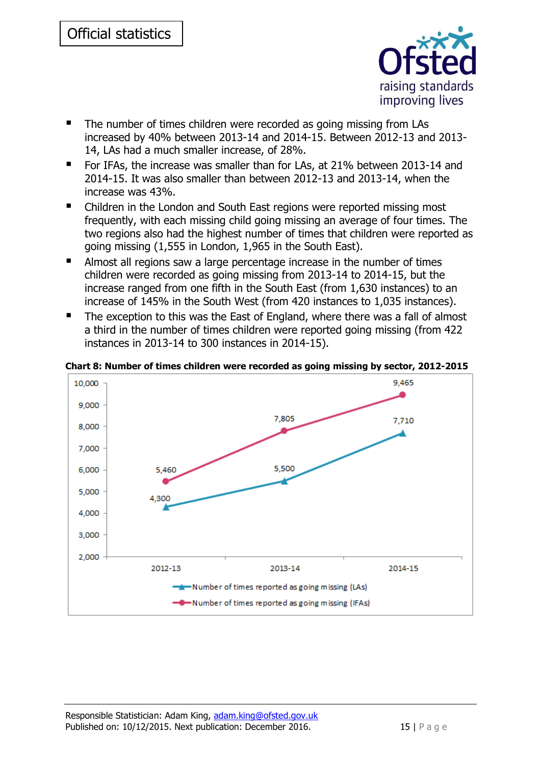- The number of times children were recorded as going missing from LAs increased by 40% between 2013-14 and 2014-15. Between 2012-13 and 2013-14, LAs had a much smaller increase, of 28%.
- For IFAs, the increase was smaller than for LAs, at 21% between 2013-14 and 2014-15. It was also smaller than between 2012-13 and 2013-14, when the increase was 43%.
- Children in the London and South East regions were reported missing most frequently, with each missing child going missing an average of four times. The two regions also had the highest number of times that children were reported as going missing (1,555 in London, 1,965 in the South East).
- Almost all regions saw a large percentage increase in the number of times children were recorded as going missing from 2013-14 to 2014-15, but the increase ranged from one fifth in the South East (from 1,630 instances) to an increase of 145% in the South West (from 420 instances to 1,035 instances).
- The exception to this was the East of England, where there was a fall of almost a third in the number of times children were reported going missing (from 422 instances in 2013-14 to 300 instances in 2014-15).

**Chart 8: Number of times children were recorded as going missing by sector, 2012-2015**

| | 2012-13 | 2013-14 | 2014-15 |
|---|---|---|---|
| Number of times reported as going missing (LAs) | 4,300 | 5,500 | 7,710 |
| Number of times reported as going missing (IFAs) | 5,460 | 7,805 | 9,465 |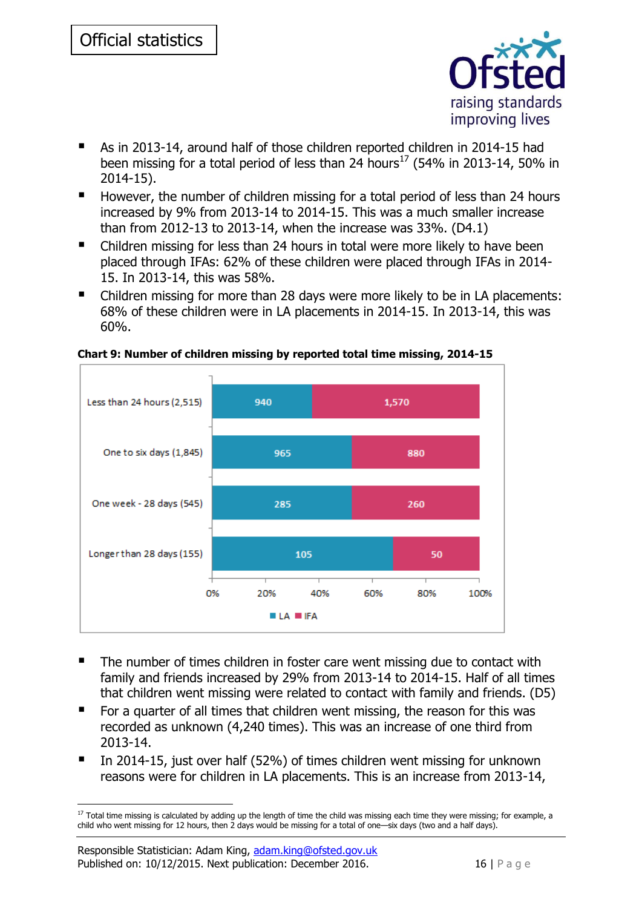- As in 2013-14, around half of those children reported children in 2014-15 had been missing for a total period of less than 24 hours[17] (54% in 2013-14, 50% in 2014-15).
- However, the number of children missing for a total period of less than 24 hours increased by 9% from 2013-14 to 2014-15. This was a much smaller increase than from 2012-13 to 2013-14, when the increase was 33%. (D4.1)
- Children missing for less than 24 hours in total were more likely to have been placed through IFAs: 62% of these children were placed through IFAs in 2014-15. In 2013-14, this was 58%.
- Children missing for more than 28 days were more likely to be in LA placements: 68% of these children were in LA placements in 2014-15. In 2013-14, this was 60%.

**Chart 9: Number of children missing by reported total time missing, 2014-15**

| Total time missing | LA | IFA |
|---|---|---|
| Less than 24 hours (2,515) | 940 | 1,570 |
| One to six days (1,845) | 965 | 880 |
| One week - 28 days (545) | 285 | 260 |
| Longer than 28 days (155) | 105 | 50 |

- The number of times children in foster care went missing due to contact with family and friends increased by 29% from 2013-14 to 2014-15. Half of all times that children went missing were related to contact with family and friends. (D5)
- For a quarter of all times that children went missing, the reason for this was recorded as unknown (4,240 times). This was an increase of one third from 2013-14.
- In 2014-15, just over half (52%) of times children went missing for unknown reasons were for children in LA placements. This is an increase from 2013-14,

[17] Total time missing is calculated by adding up the length of time the child was missing each time they were missing; for example, a child who went missing for 12 hours, then 2 days would be missing for a total of one—six days (two and a half days).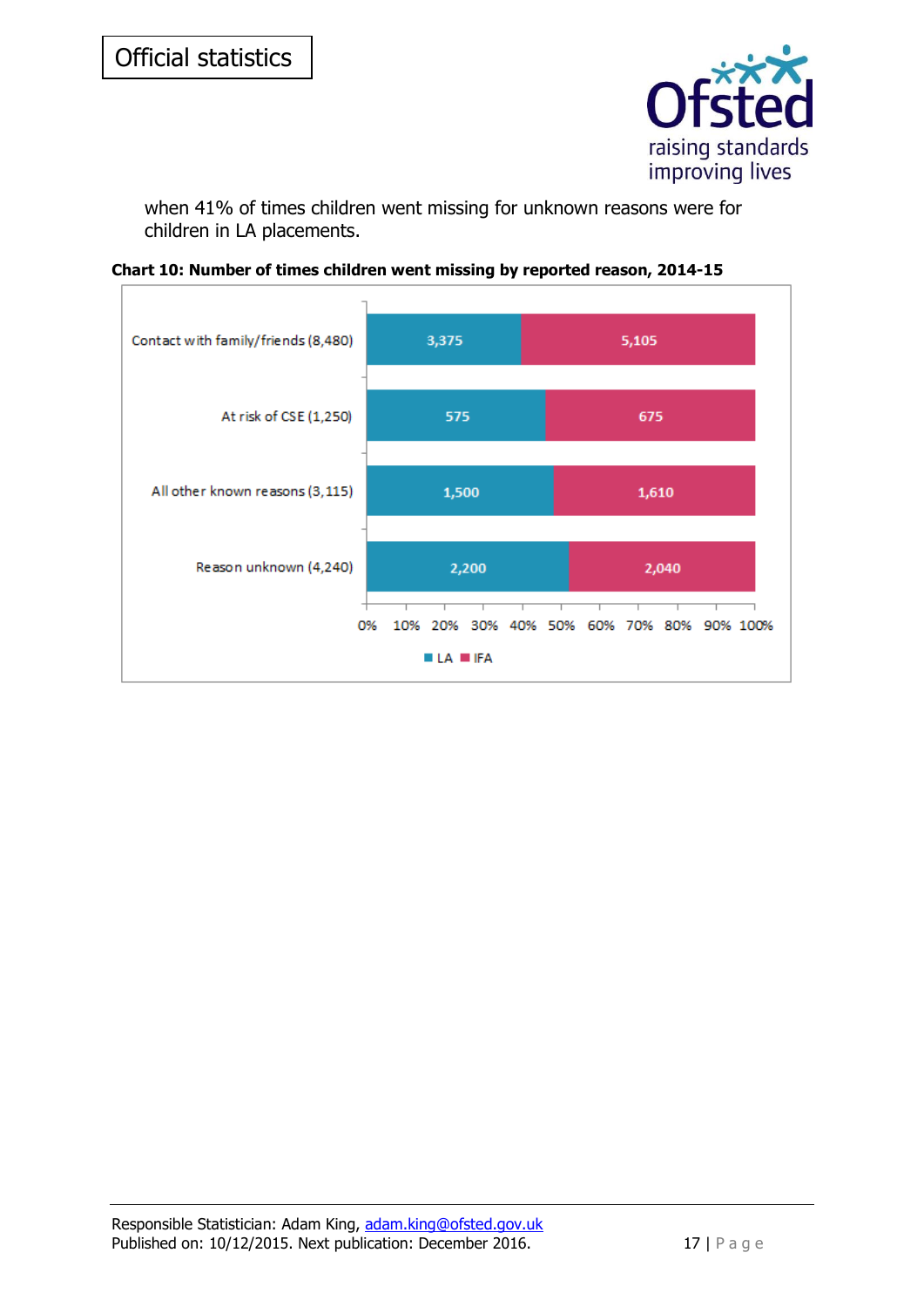when 41% of times children went missing for unknown reasons were for children in LA placements.

**Chart 10: Number of times children went missing by reported reason, 2014-15**

| Reason | LA | IFA |
|---|---|---|
| Contact with family/friends (8,480) | 3,375 | 5,105 |
| At risk of CSE (1,250) | 575 | 675 |
| All other known reasons (3,115) | 1,500 | 1,610 |
| Reason unknown (4,240) | 2,200 | 2,040 |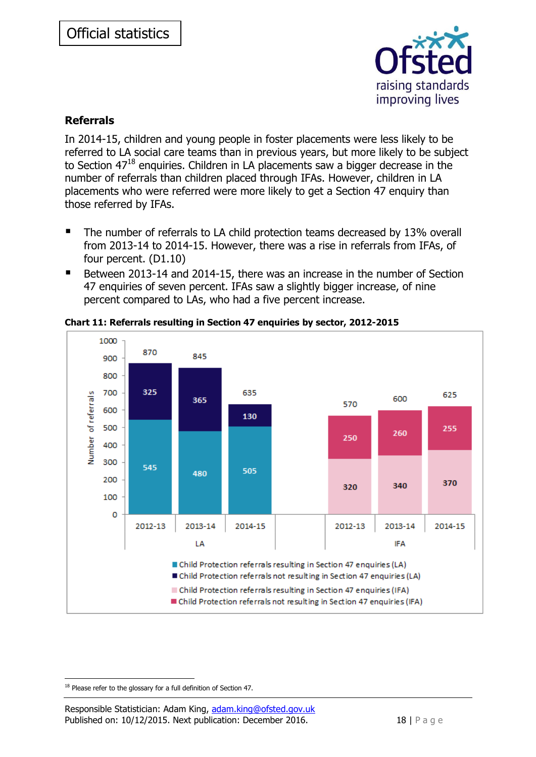Official statistics

## Referrals

In 2014-15, children and young people in foster placements were less likely to be referred to LA social care teams than in previous years, but more likely to be subject to Section 47[18] enquiries. Children in LA placements saw a bigger decrease in the number of referrals than children placed through IFAs. However, children in LA placements who were referred were more likely to get a Section 47 enquiry than those referred by IFAs.

- The number of referrals to LA child protection teams decreased by 13% overall from 2013-14 to 2014-15. However, there was a rise in referrals from IFAs, of four percent. (D1.10)
- Between 2013-14 and 2014-15, there was an increase in the number of Section 47 enquiries of seven percent. IFAs saw a slightly bigger increase, of nine percent compared to LAs, who had a five percent increase.

**Chart 11: Referrals resulting in Section 47 enquiries by sector, 2012-2015**

| Sector | Year | Child Protection referrals resulting in Section 47 enquiries | Child Protection referrals not resulting in Section 47 enquiries | Total |
|---|---|---|---|---|
| LA | 2012-13 | 545 | 325 | 870 |
| LA | 2013-14 | 480 | 365 | 845 |
| LA | 2014-15 | 505 | 130 | 635 |
| IFA | 2012-13 | 320 | 250 | 570 |
| IFA | 2013-14 | 340 | 260 | 600 |
| IFA | 2014-15 | 370 | 255 | 625 |

[18] Please refer to the glossary for a full definition of Section 47.

Responsible Statistician: Adam King, adam.king@ofsted.gov.uk
Published on: 10/12/2015. Next publication: December 2016.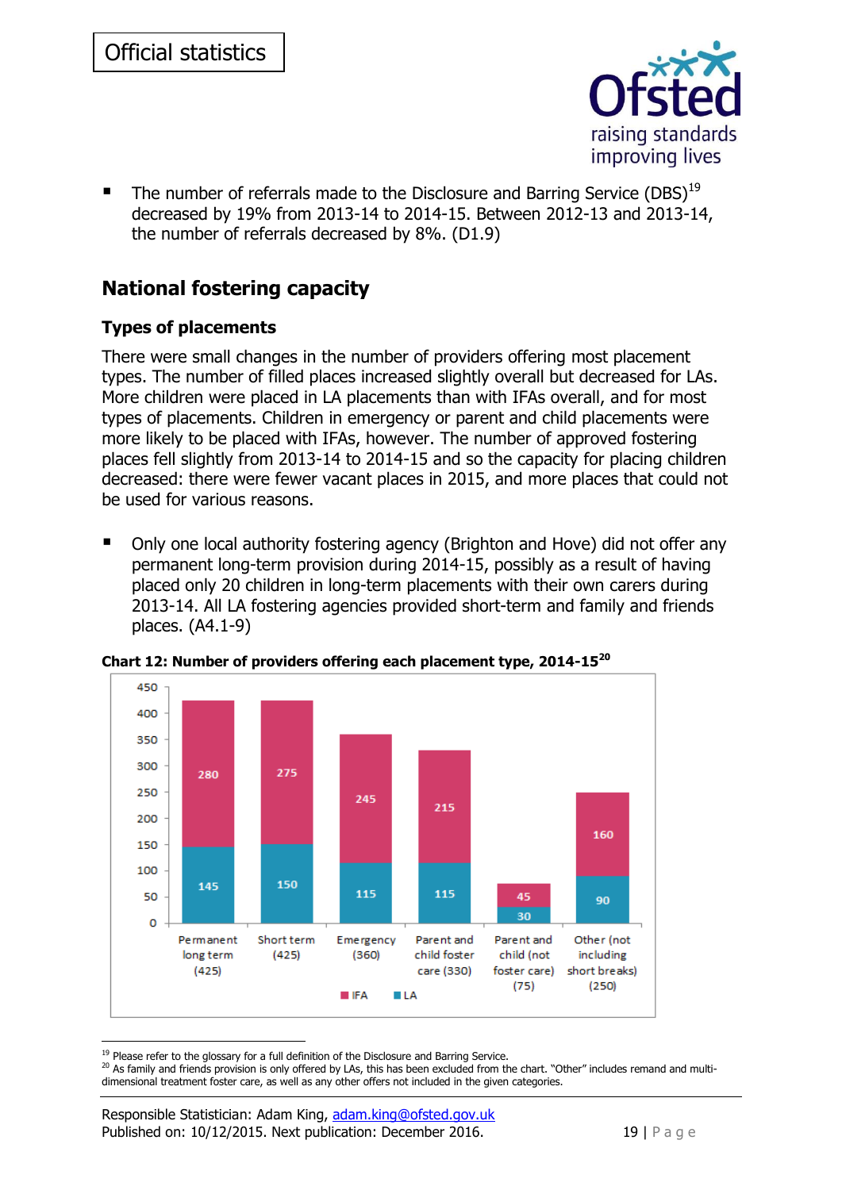- The number of referrals made to the Disclosure and Barring Service (DBS)[19] decreased by 19% from 2013-14 to 2014-15. Between 2012-13 and 2013-14, the number of referrals decreased by 8%. (D1.9)

## National fostering capacity

### Types of placements

There were small changes in the number of providers offering most placement types. The number of filled places increased slightly overall but decreased for LAs. More children were placed in LA placements than with IFAs overall, and for most types of placements. Children in emergency or parent and child placements were more likely to be placed with IFAs, however. The number of approved fostering places fell slightly from 2013-14 to 2014-15 and so the capacity for placing children decreased: there were fewer vacant places in 2015, and more places that could not be used for various reasons.

- Only one local authority fostering agency (Brighton and Hove) did not offer any permanent long-term provision during 2014-15, possibly as a result of having placed only 20 children in long-term placements with their own carers during 2013-14. All LA fostering agencies provided short-term and family and friends places. (A4.1-9)

**Chart 12: Number of providers offering each placement type, 2014-15[20]**

| Placement type | IFA | LA |
|---|---|---|
| Permanent long term (425) | 280 | 145 |
| Short term (425) | 275 | 150 |
| Emergency (360) | 245 | 115 |
| Parent and child foster care (330) | 215 | 115 |
| Parent and child (not foster care) (75) | 45 | 30 |
| Other (not including short breaks) (250) | 160 | 90 |

---

[19] Please refer to the glossary for a full definition of the Disclosure and Barring Service.

[20] As family and friends provision is only offered by LAs, this has been excluded from the chart. "Other" includes remand and multi-dimensional treatment foster care, as well as any other offers not included in the given categories.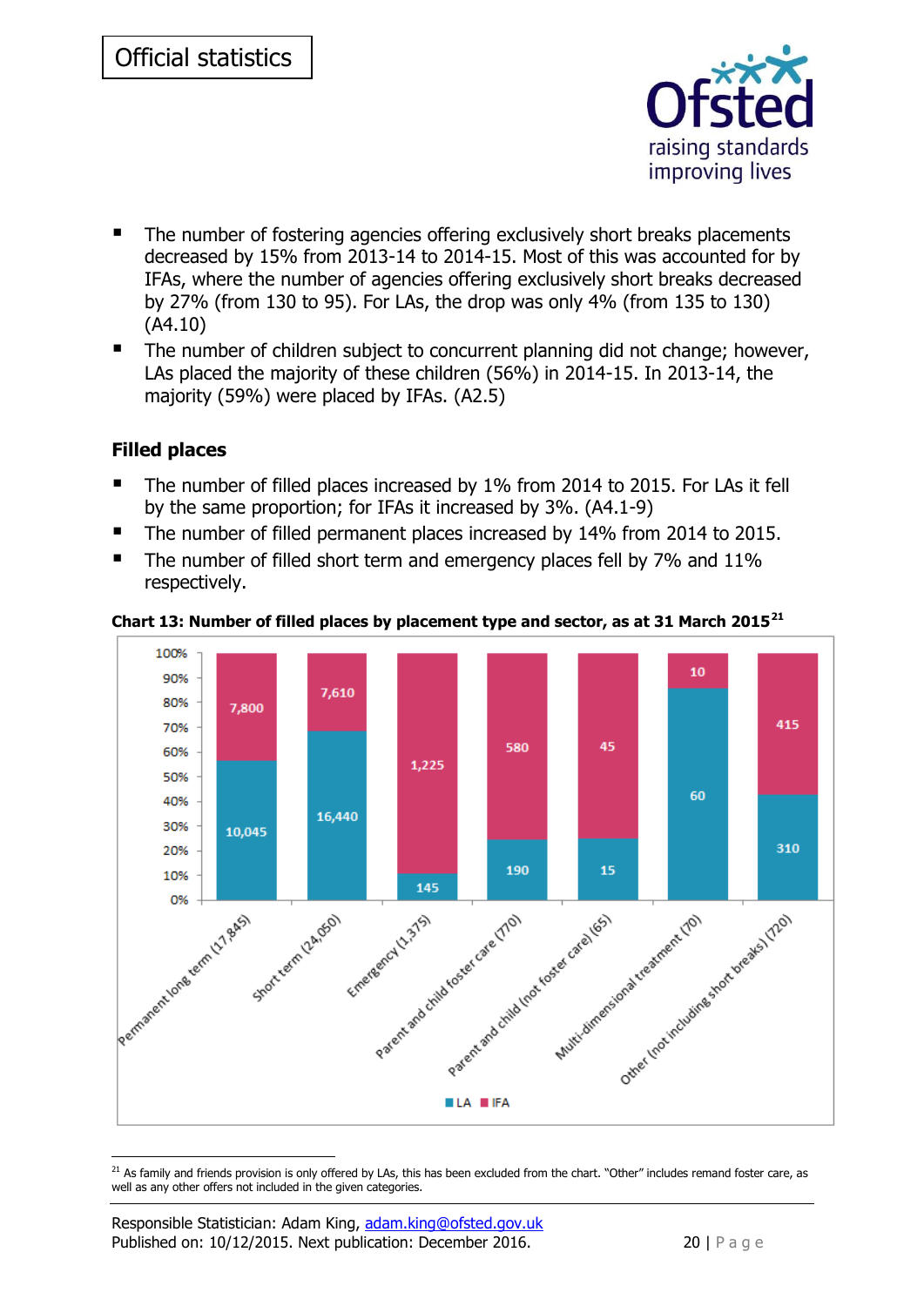- The number of fostering agencies offering exclusively short breaks placements decreased by 15% from 2013-14 to 2014-15. Most of this was accounted for by IFAs, where the number of agencies offering exclusively short breaks decreased by 27% (from 130 to 95). For LAs, the drop was only 4% (from 135 to 130) (A4.10)
- The number of children subject to concurrent planning did not change; however, LAs placed the majority of these children (56%) in 2014-15. In 2013-14, the majority (59%) were placed by IFAs. (A2.5)

### Filled places

- The number of filled places increased by 1% from 2014 to 2015. For LAs it fell by the same proportion; for IFAs it increased by 3%. (A4.1-9)
- The number of filled permanent places increased by 14% from 2014 to 2015.
- The number of filled short term and emergency places fell by 7% and 11% respectively.

**Chart 13: Number of filled places by placement type and sector, as at 31 March 2015**[21]

| Placement type | LA | IFA |
|---|---|---|
| Permanent long term (17,845) | 10,045 | 7,800 |
| Short term (24,050) | 16,440 | 7,610 |
| Emergency (1,375) | 145 | 1,225 |
| Parent and child foster care (770) | 190 | 580 |
| Parent and child (not foster care) (65) | 15 | 45 |
| Multi-dimensional treatment (70) | 60 | 10 |
| Other (not including short breaks) (720) | 310 | 415 |

[21] As family and friends provision is only offered by LAs, this has been excluded from the chart. "Other" includes remand foster care, as well as any other offers not included in the given categories.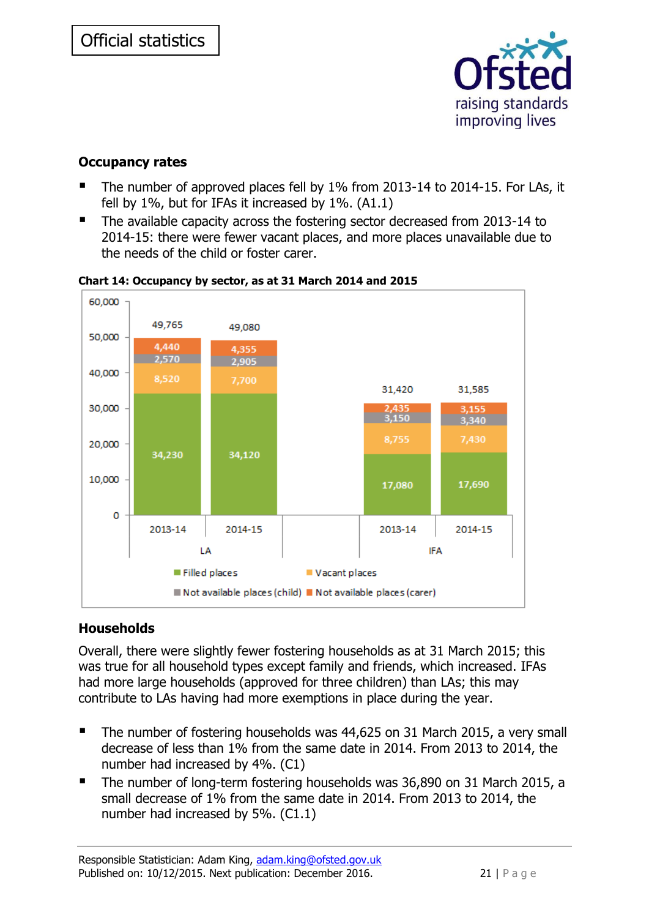Official statistics

## Occupancy rates

- The number of approved places fell by 1% from 2013-14 to 2014-15. For LAs, it fell by 1%, but for IFAs it increased by 1%. (A1.1)
- The available capacity across the fostering sector decreased from 2013-14 to 2014-15: there were fewer vacant places, and more places unavailable due to the needs of the child or foster carer.

**Chart 14: Occupancy by sector, as at 31 March 2014 and 2015**

| Sector | Year | Filled places | Vacant places | Not available places (child) | Not available places (carer) | Total |
|---|---|---|---|---|---|---|
| LA | 2013-14 | 34,230 | 8,520 | 2,570 | 4,440 | 49,765 |
| LA | 2014-15 | 34,120 | 7,700 | 2,905 | 4,355 | 49,080 |
| IFA | 2013-14 | 17,080 | 8,755 | 3,150 | 2,435 | 31,420 |
| IFA | 2014-15 | 17,690 | 7,430 | 3,340 | 3,155 | 31,585 |

## Households

Overall, there were slightly fewer fostering households as at 31 March 2015; this was true for all household types except family and friends, which increased. IFAs had more large households (approved for three children) than LAs; this may contribute to LAs having had more exemptions in place during the year.

- The number of fostering households was 44,625 on 31 March 2015, a very small decrease of less than 1% from the same date in 2014. From 2013 to 2014, the number had increased by 4%. (C1)
- The number of long-term fostering households was 36,890 on 31 March 2015, a small decrease of 1% from the same date in 2014. From 2013 to 2014, the number had increased by 5%. (C1.1)

Responsible Statistician: Adam King, adam.king@ofsted.gov.uk
Published on: 10/12/2015. Next publication: December 2016.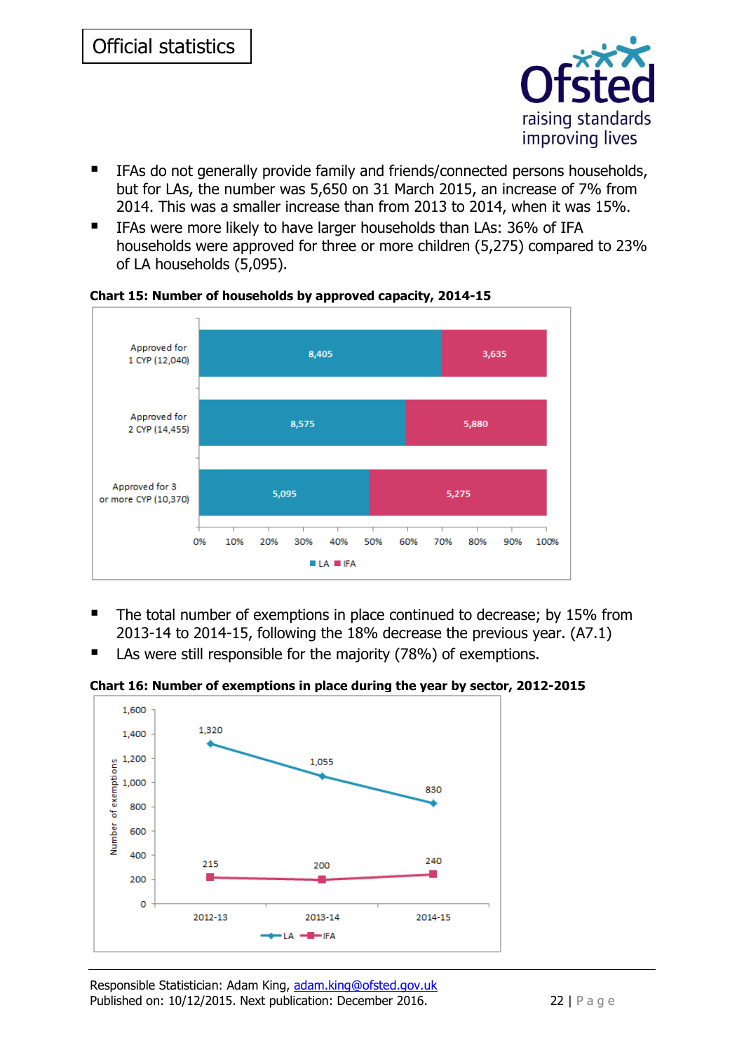- IFAs do not generally provide family and friends/connected persons households, but for LAs, the number was 5,650 on 31 March 2015, an increase of 7% from 2014. This was a smaller increase than from 2013 to 2014, when it was 15%.
- IFAs were more likely to have larger households than LAs: 36% of IFA households were approved for three or more children (5,275) compared to 23% of LA households (5,095).

**Chart 15: Number of households by approved capacity, 2014-15**

| | LA | IFA |
|---|---|---|
| Approved for 1 CYP (12,040) | 8,405 | 3,635 |
| Approved for 2 CYP (14,455) | 8,575 | 5,880 |
| Approved for 3 or more CYP (10,370) | 5,095 | 5,275 |

- The total number of exemptions in place continued to decrease; by 15% from 2013-14 to 2014-15, following the 18% decrease the previous year. (A7.1)
- LAs were still responsible for the majority (78%) of exemptions.

**Chart 16: Number of exemptions in place during the year by sector, 2012-2015**

| | 2012-13 | 2013-14 | 2014-15 |
|---|---|---|---|
| LA | 1,320 | 1,055 | 830 |
| IFA | 215 | 200 | 240 |

Responsible Statistician: Adam King, adam.king@ofsted.gov.uk
Published on: 10/12/2015. Next publication: December 2016.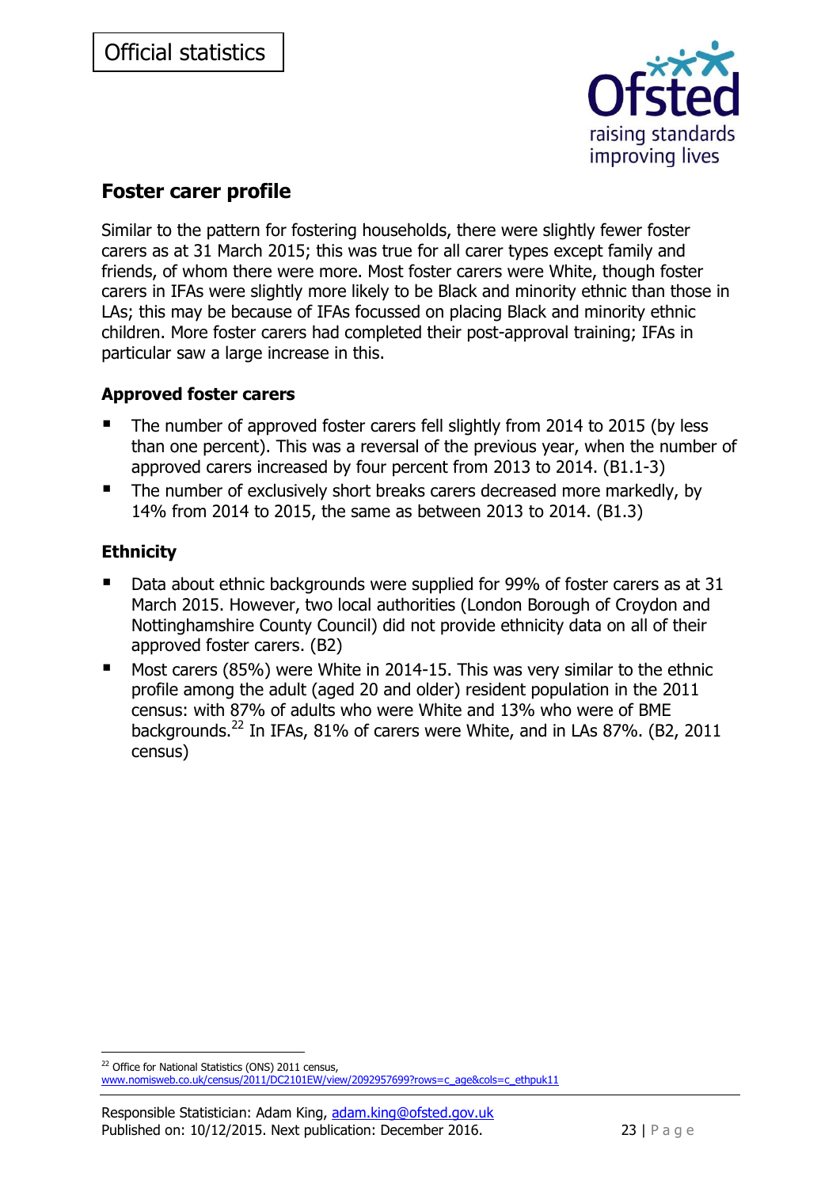## Foster carer profile

Similar to the pattern for fostering households, there were slightly fewer foster carers as at 31 March 2015; this was true for all carer types except family and friends, of whom there were more. Most foster carers were White, though foster carers in IFAs were slightly more likely to be Black and minority ethnic than those in LAs; this may be because of IFAs focussed on placing Black and minority ethnic children. More foster carers had completed their post-approval training; IFAs in particular saw a large increase in this.

### Approved foster carers

- The number of approved foster carers fell slightly from 2014 to 2015 (by less than one percent). This was a reversal of the previous year, when the number of approved carers increased by four percent from 2013 to 2014. (B1.1-3)
- The number of exclusively short breaks carers decreased more markedly, by 14% from 2014 to 2015, the same as between 2013 to 2014. (B1.3)

### Ethnicity

- Data about ethnic backgrounds were supplied for 99% of foster carers as at 31 March 2015. However, two local authorities (London Borough of Croydon and Nottinghamshire County Council) did not provide ethnicity data on all of their approved foster carers. (B2)
- Most carers (85%) were White in 2014-15. This was very similar to the ethnic profile among the adult (aged 20 and older) resident population in the 2011 census: with 87% of adults who were White and 13% who were of BME backgrounds.[22] In IFAs, 81% of carers were White, and in LAs 87%. (B2, 2011 census)

[22] Office for National Statistics (ONS) 2011 census, www.nomisweb.co.uk/census/2011/DC2101EW/view/2092957699?rows=c_age&cols=c_ethpuk11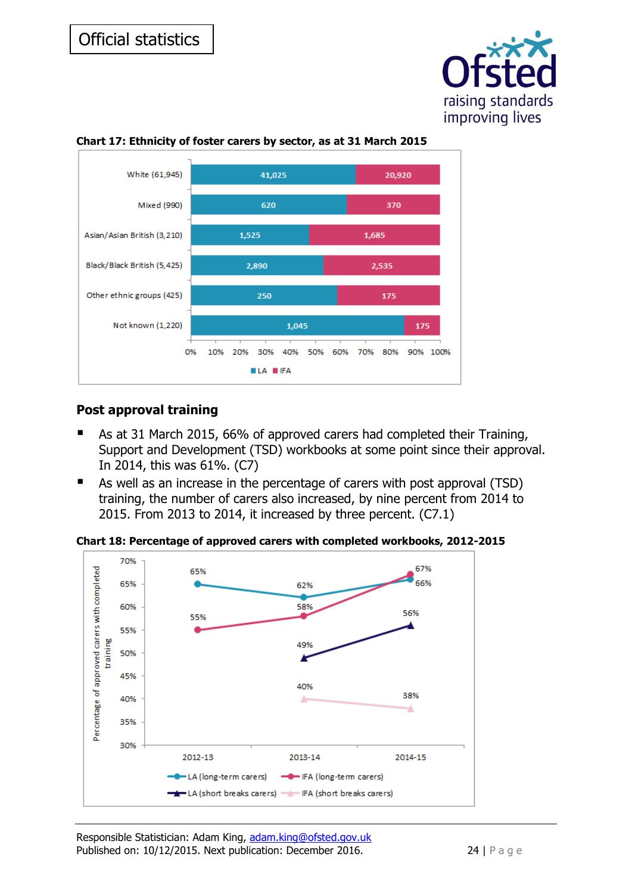Official statistics

**Chart 17: Ethnicity of foster carers by sector, as at 31 March 2015**

| | LA | IFA |
|---|---|---|
| White (61,945) | 41,025 | 20,920 |
| Mixed (990) | 620 | 370 |
| Asian/Asian British (3,210) | 1,525 | 1,685 |
| Black/Black British (5,425) | 2,890 | 2,535 |
| Other ethnic groups (425) | 250 | 175 |
| Not known (1,220) | 1,045 | 175 |

## Post approval training

- As at 31 March 2015, 66% of approved carers had completed their Training, Support and Development (TSD) workbooks at some point since their approval. In 2014, this was 61%. (C7)
- As well as an increase in the percentage of carers with post approval (TSD) training, the number of carers also increased, by nine percent from 2014 to 2015. From 2013 to 2014, it increased by three percent. (C7.1)

**Chart 18: Percentage of approved carers with completed workbooks, 2012-2015**

| | 2012-13 | 2013-14 | 2014-15 |
|---|---|---|---|
| LA (long-term carers) | 65% | 62% | 66% |
| IFA (long-term carers) | 55% | 58% | 67% |
| LA (short breaks carers) | | 49% | 56% |
| IFA (short breaks carers) | | 40% | 38% |

Responsible Statistician: Adam King, adam.king@ofsted.gov.uk
Published on: 10/12/2015. Next publication: December 2016.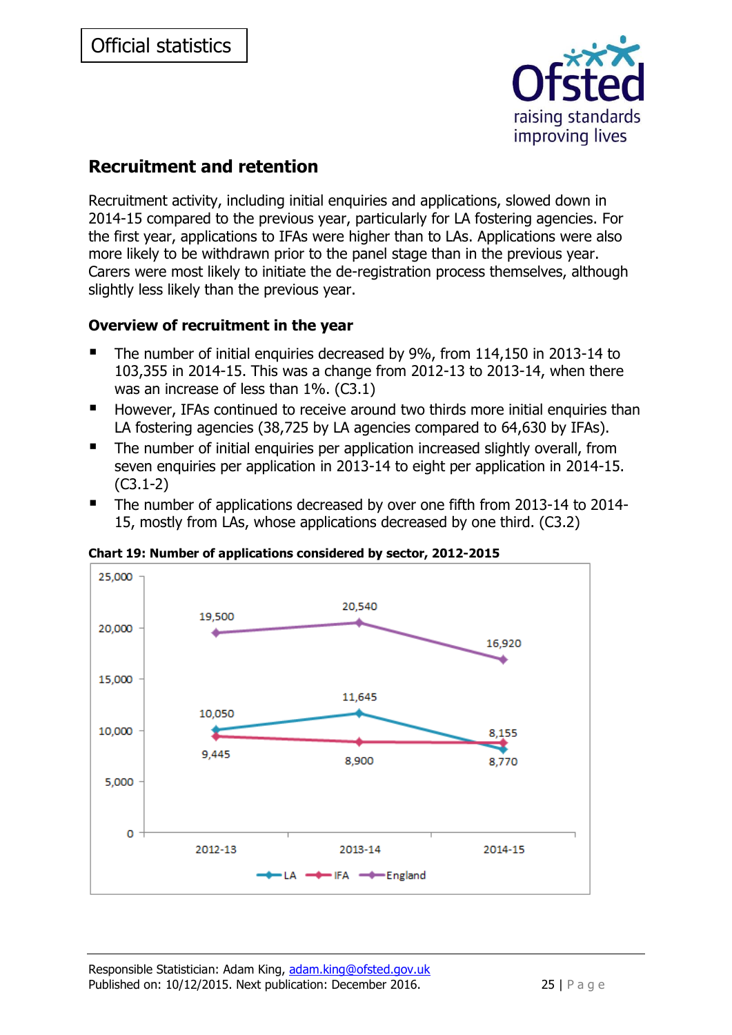## Recruitment and retention

Recruitment activity, including initial enquiries and applications, slowed down in 2014-15 compared to the previous year, particularly for LA fostering agencies. For the first year, applications to IFAs were higher than to LAs. Applications were also more likely to be withdrawn prior to the panel stage than in the previous year. Carers were most likely to initiate the de-registration process themselves, although slightly less likely than the previous year.

### Overview of recruitment in the year

- The number of initial enquiries decreased by 9%, from 114,150 in 2013-14 to 103,355 in 2014-15. This was a change from 2012-13 to 2013-14, when there was an increase of less than 1%. (C3.1)
- However, IFAs continued to receive around two thirds more initial enquiries than LA fostering agencies (38,725 by LA agencies compared to 64,630 by IFAs).
- The number of initial enquiries per application increased slightly overall, from seven enquiries per application in 2013-14 to eight per application in 2014-15. (C3.1-2)
- The number of applications decreased by over one fifth from 2013-14 to 2014-15, mostly from LAs, whose applications decreased by one third. (C3.2)

**Chart 19: Number of applications considered by sector, 2012-2015**

| | 2012-13 | 2013-14 | 2014-15 |
|---|---|---|---|
| LA | 10,050 | 11,645 | 8,155 |
| IFA | 9,445 | 8,900 | 8,770 |
| England | 19,500 | 20,540 | 16,920 |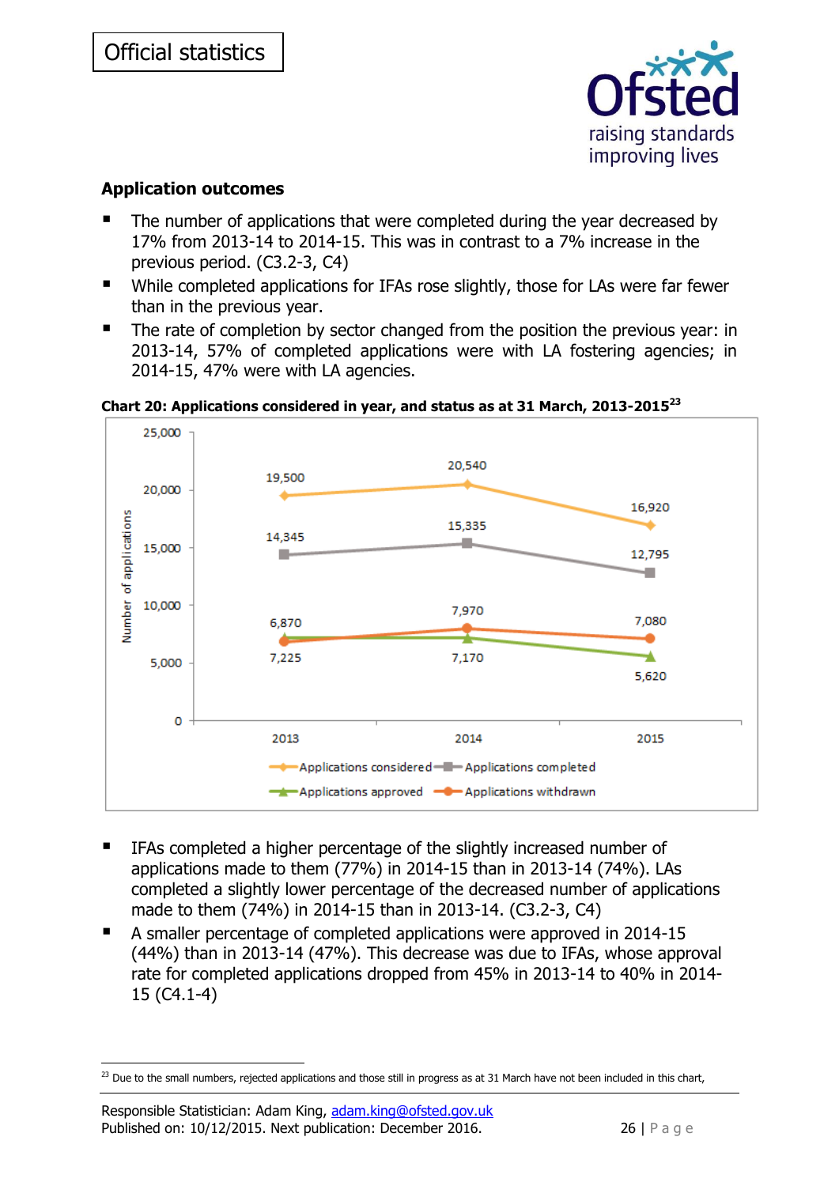Official statistics

### Application outcomes

- The number of applications that were completed during the year decreased by 17% from 2013-14 to 2014-15. This was in contrast to a 7% increase in the previous period. (C3.2-3, C4)
- While completed applications for IFAs rose slightly, those for LAs were far fewer than in the previous year.
- The rate of completion by sector changed from the position the previous year: in 2013-14, 57% of completed applications were with LA fostering agencies; in 2014-15, 47% were with LA agencies.

**Chart 20: Applications considered in year, and status as at 31 March, 2013-2015**[23]

| | 2013 | 2014 | 2015 |
|---|---|---|---|
| Applications considered | 19,500 | 20,540 | 16,920 |
| Applications completed | 14,345 | 15,335 | 12,795 |
| Applications approved | 7,225 | 7,170 | 5,620 |
| Applications withdrawn | 6,870 | 7,970 | 7,080 |

- IFAs completed a higher percentage of the slightly increased number of applications made to them (77%) in 2014-15 than in 2013-14 (74%). LAs completed a slightly lower percentage of the decreased number of applications made to them (74%) in 2014-15 than in 2013-14. (C3.2-3, C4)
- A smaller percentage of completed applications were approved in 2014-15 (44%) than in 2013-14 (47%). This decrease was due to IFAs, whose approval rate for completed applications dropped from 45% in 2013-14 to 40% in 2014-15 (C4.1-4)

[23] Due to the small numbers, rejected applications and those still in progress as at 31 March have not been included in this chart,

Responsible Statistician: Adam King, adam.king@ofsted.gov.uk
Published on: 10/12/2015. Next publication: December 2016.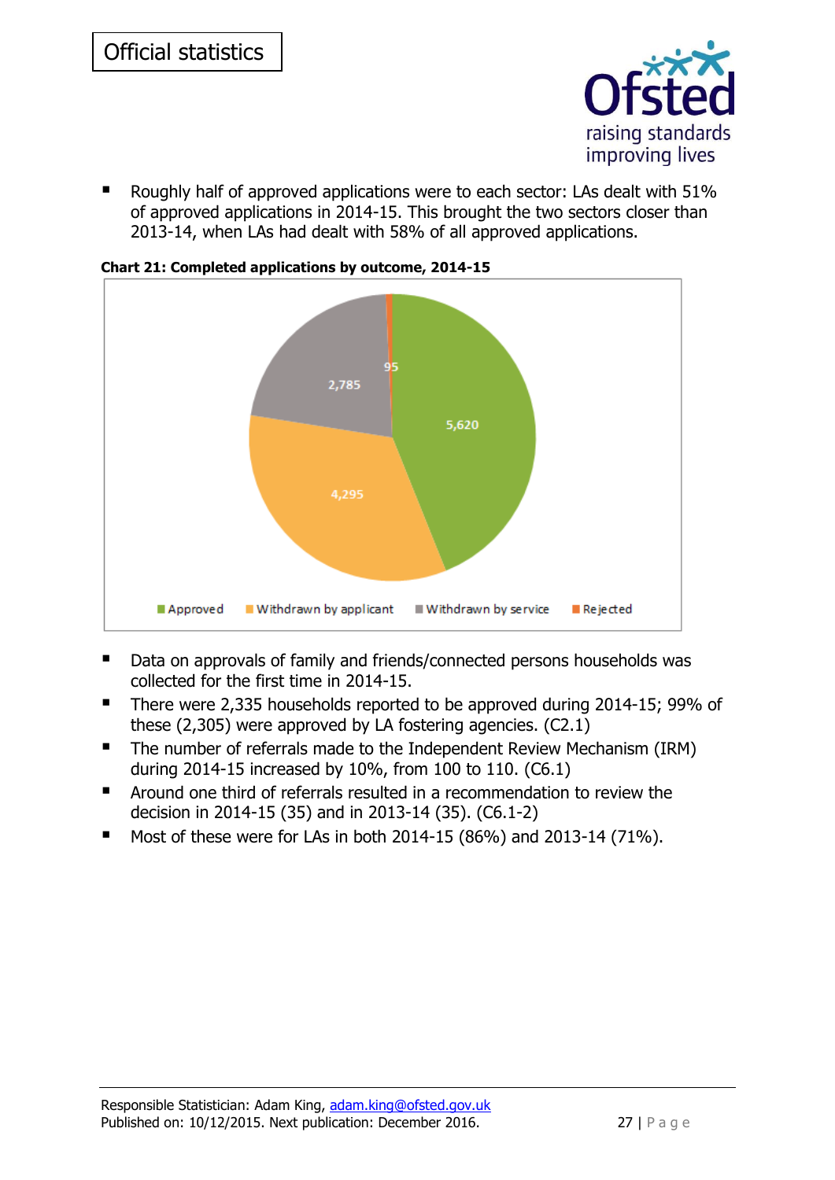- Roughly half of approved applications were to each sector: LAs dealt with 51% of approved applications in 2014-15. This brought the two sectors closer than 2013-14, when LAs had dealt with 58% of all approved applications.

**Chart 21: Completed applications by outcome, 2014-15**

| Outcome | Number |
|---|---|
| Approved | 5,620 |
| Withdrawn by applicant | 4,295 |
| Withdrawn by service | 2,785 |
| Rejected | 95 |

- Data on approvals of family and friends/connected persons households was collected for the first time in 2014-15.
- There were 2,335 households reported to be approved during 2014-15; 99% of these (2,305) were approved by LA fostering agencies. (C2.1)
- The number of referrals made to the Independent Review Mechanism (IRM) during 2014-15 increased by 10%, from 100 to 110. (C6.1)
- Around one third of referrals resulted in a recommendation to review the decision in 2014-15 (35) and in 2013-14 (35). (C6.1-2)
- Most of these were for LAs in both 2014-15 (86%) and 2013-14 (71%).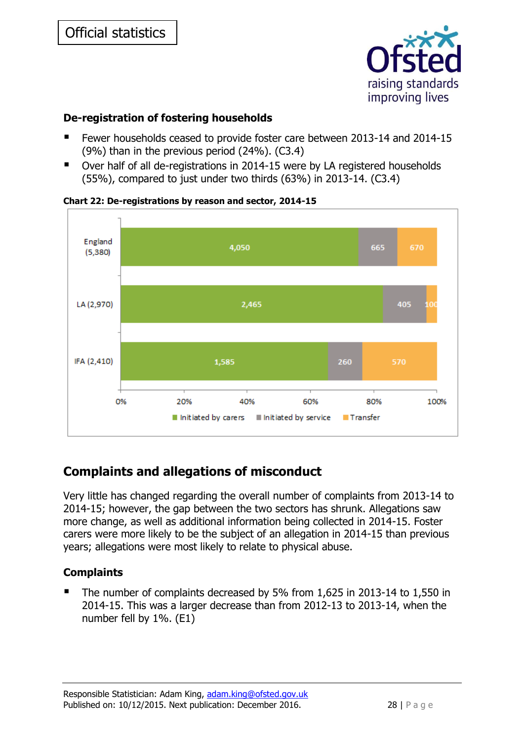## De-registration of fostering households

- Fewer households ceased to provide foster care between 2013-14 and 2014-15 (9%) than in the previous period (24%). (C3.4)
- Over half of all de-registrations in 2014-15 were by LA registered households (55%), compared to just under two thirds (63%) in 2013-14. (C3.4)

**Chart 22: De-registrations by reason and sector, 2014-15**

| | Initiated by carers | Initiated by service | Transfer |
|---|---|---|---|
| England (5,380) | 4,050 | 665 | 670 |
| LA (2,970) | 2,465 | 405 | 100 |
| IFA (2,410) | 1,585 | 260 | 570 |

## Complaints and allegations of misconduct

Very little has changed regarding the overall number of complaints from 2013-14 to 2014-15; however, the gap between the two sectors has shrunk. Allegations saw more change, as well as additional information being collected in 2014-15. Foster carers were more likely to be the subject of an allegation in 2014-15 than previous years; allegations were most likely to relate to physical abuse.

### Complaints

- The number of complaints decreased by 5% from 1,625 in 2013-14 to 1,550 in 2014-15. This was a larger decrease than from 2012-13 to 2013-14, when the number fell by 1%. (E1)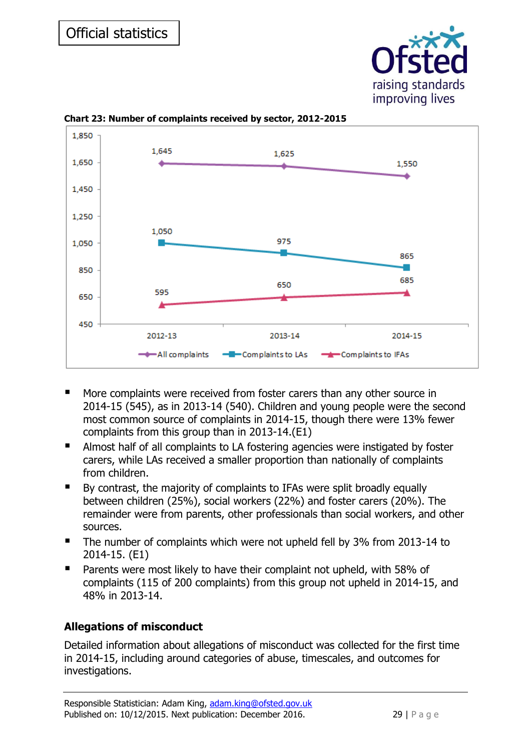**Chart 23: Number of complaints received by sector, 2012-2015**

| | 2012-13 | 2013-14 | 2014-15 |
|---|---|---|---|
| All complaints | 1,645 | 1,625 | 1,550 |
| Complaints to LAs | 1,050 | 975 | 865 |
| Complaints to IFAs | 595 | 650 | 685 |

- More complaints were received from foster carers than any other source in 2014-15 (545), as in 2013-14 (540). Children and young people were the second most common source of complaints in 2014-15, though there were 13% fewer complaints from this group than in 2013-14.(E1)
- Almost half of all complaints to LA fostering agencies were instigated by foster carers, while LAs received a smaller proportion than nationally of complaints from children.
- By contrast, the majority of complaints to IFAs were split broadly equally between children (25%), social workers (22%) and foster carers (20%). The remainder were from parents, other professionals than social workers, and other sources.
- The number of complaints which were not upheld fell by 3% from 2013-14 to 2014-15. (E1)
- Parents were most likely to have their complaint not upheld, with 58% of complaints (115 of 200 complaints) from this group not upheld in 2014-15, and 48% in 2013-14.

## Allegations of misconduct

Detailed information about allegations of misconduct was collected for the first time in 2014-15, including around categories of abuse, timescales, and outcomes for investigations.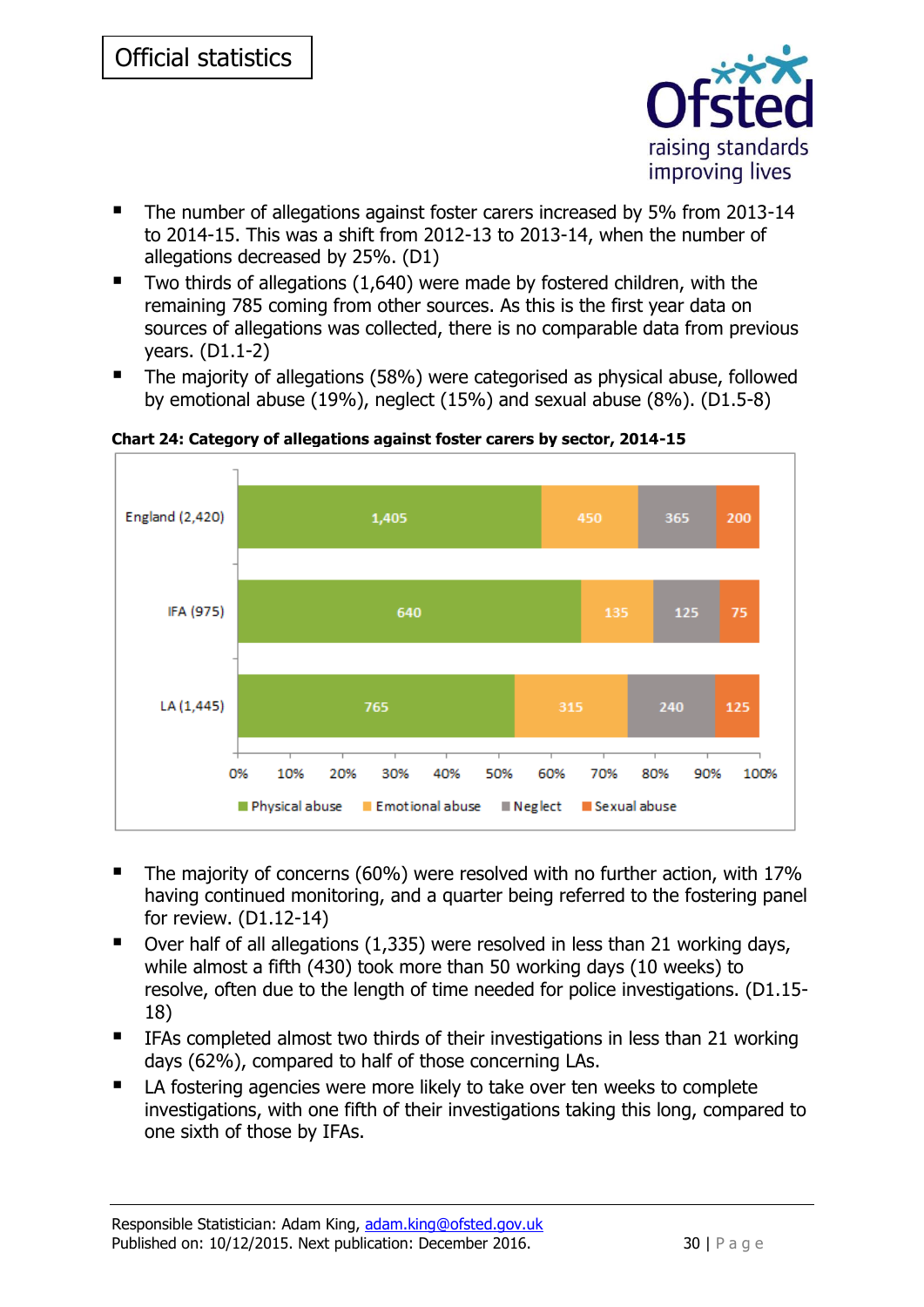- The number of allegations against foster carers increased by 5% from 2013-14 to 2014-15. This was a shift from 2012-13 to 2013-14, when the number of allegations decreased by 25%. (D1)
- Two thirds of allegations (1,640) were made by fostered children, with the remaining 785 coming from other sources. As this is the first year data on sources of allegations was collected, there is no comparable data from previous years. (D1.1-2)
- The majority of allegations (58%) were categorised as physical abuse, followed by emotional abuse (19%), neglect (15%) and sexual abuse (8%). (D1.5-8)

**Chart 24: Category of allegations against foster carers by sector, 2014-15**

| | Physical abuse | Emotional abuse | Neglect | Sexual abuse |
|---|---|---|---|---|
| England (2,420) | 1,405 | 450 | 365 | 200 |
| IFA (975) | 640 | 135 | 125 | 75 |
| LA (1,445) | 765 | 315 | 240 | 125 |

- The majority of concerns (60%) were resolved with no further action, with 17% having continued monitoring, and a quarter being referred to the fostering panel for review. (D1.12-14)
- Over half of all allegations (1,335) were resolved in less than 21 working days, while almost a fifth (430) took more than 50 working days (10 weeks) to resolve, often due to the length of time needed for police investigations. (D1.15-18)
- IFAs completed almost two thirds of their investigations in less than 21 working days (62%), compared to half of those concerning LAs.
- LA fostering agencies were more likely to take over ten weeks to complete investigations, with one fifth of their investigations taking this long, compared to one sixth of those by IFAs.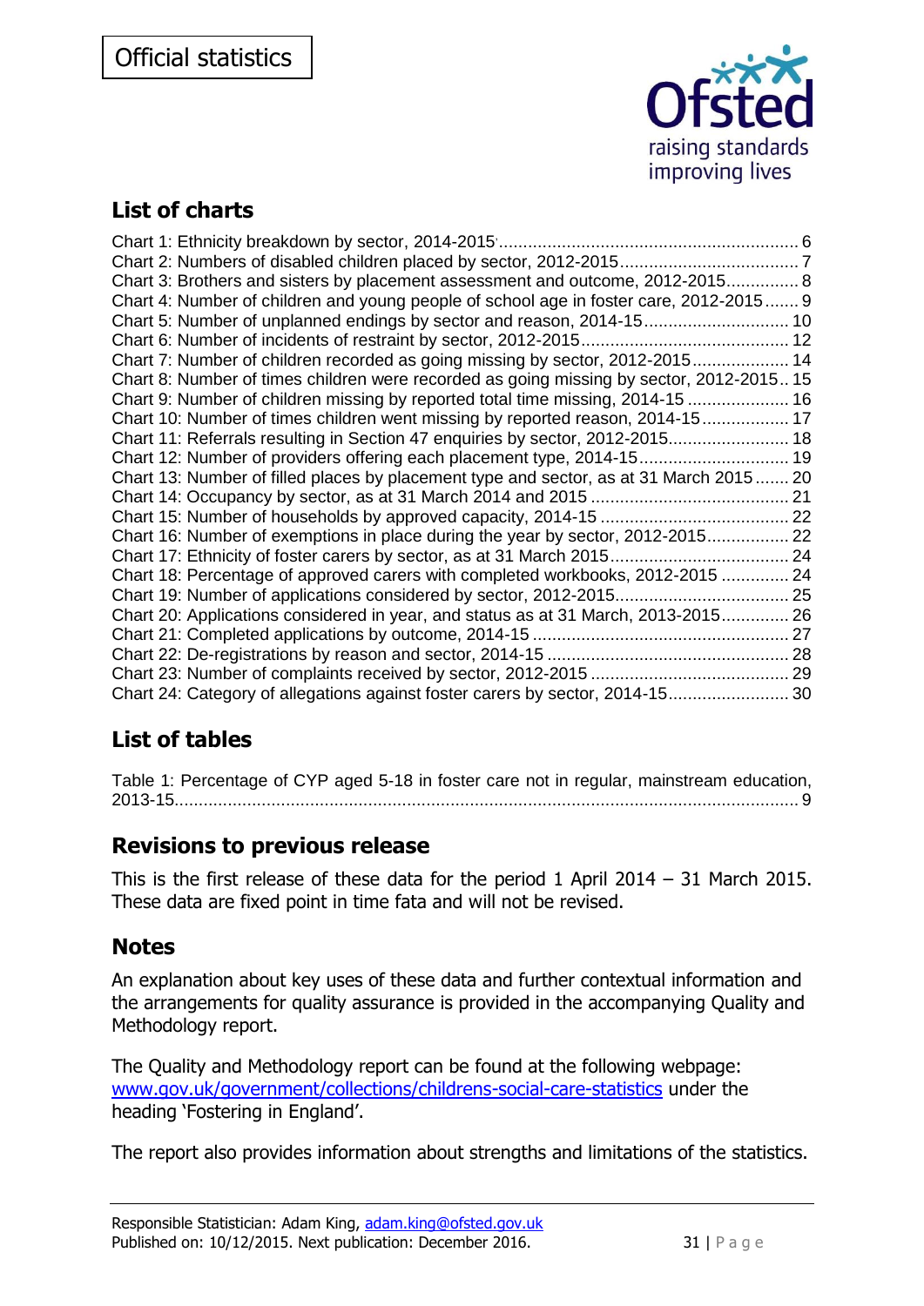Official statistics

## List of charts

Chart 1: Ethnicity breakdown by sector, 2014-2015 ............................................................. 6
Chart 2: Numbers of disabled children placed by sector, 2012-2015 .................................... 7
Chart 3: Brothers and sisters by placement assessment and outcome, 2012-2015 ............... 8
Chart 4: Number of children and young people of school age in foster care, 2012-2015 ....... 9
Chart 5: Number of unplanned endings by sector and reason, 2014-15 .............................. 10
Chart 6: Number of incidents of restraint by sector, 2012-2015 ........................................... 12
Chart 7: Number of children recorded as going missing by sector, 2012-2015 .................... 14
Chart 8: Number of times children were recorded as going missing by sector, 2012-2015 .. 15
Chart 9: Number of children missing by reported total time missing, 2014-15 ..................... 16
Chart 10: Number of times children went missing by reported reason, 2014-15 .................. 17
Chart 11: Referrals resulting in Section 47 enquiries by sector, 2012-2015 ......................... 18
Chart 12: Number of providers offering each placement type, 2014-15 ............................... 19
Chart 13: Number of filled places by placement type and sector, as at 31 March 2015 ....... 20
Chart 14: Occupancy by sector, as at 31 March 2014 and 2015 ......................................... 21
Chart 15: Number of households by approved capacity, 2014-15 ....................................... 22
Chart 16: Number of exemptions in place during the year by sector, 2012-2015 ................. 22
Chart 17: Ethnicity of foster carers by sector, as at 31 March 2015 ..................................... 24
Chart 18: Percentage of approved carers with completed workbooks, 2012-2015 .............. 24
Chart 19: Number of applications considered by sector, 2012-2015 ................................... 25
Chart 20: Applications considered in year, and status as at 31 March, 2013-2015 .............. 26
Chart 21: Completed applications by outcome, 2014-15 ..................................................... 27
Chart 22: De-registrations by reason and sector, 2014-15 .................................................. 28
Chart 23: Number of complaints received by sector, 2012-2015 ......................................... 29
Chart 24: Category of allegations against foster carers by sector, 2014-15 ......................... 30

## List of tables

Table 1: Percentage of CYP aged 5-18 in foster care not in regular, mainstream education, 2013-15 ................................................................................................................................. 9

## Revisions to previous release

This is the first release of these data for the period 1 April 2014 – 31 March 2015. These data are fixed point in time fata and will not be revised.

## Notes

An explanation about key uses of these data and further contextual information and the arrangements for quality assurance is provided in the accompanying Quality and Methodology report.

The Quality and Methodology report can be found at the following webpage: www.gov.uk/government/collections/childrens-social-care-statistics under the heading 'Fostering in England'.

The report also provides information about strengths and limitations of the statistics.

Responsible Statistician: Adam King, adam.king@ofsted.gov.uk
Published on: 10/12/2015. Next publication: December 2016.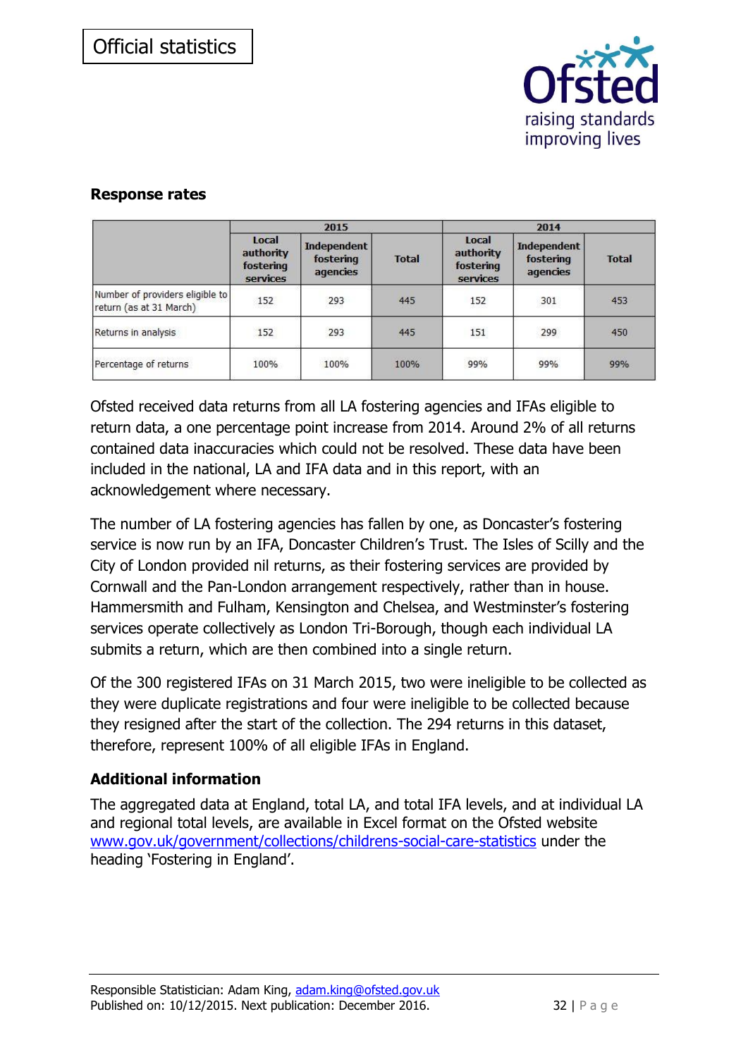Official statistics

### Response rates

| | 2015 | | | 2014 | | |
|---|---|---|---|---|---|---|
| | Local authority fostering services | Independent fostering agencies | Total | Local authority fostering services | Independent fostering agencies | Total |
| Number of providers eligible to return (as at 31 March) | 152 | 293 | 445 | 152 | 301 | 453 |
| Returns in analysis | 152 | 293 | 445 | 151 | 299 | 450 |
| Percentage of returns | 100% | 100% | 100% | 99% | 99% | 99% |

Ofsted received data returns from all LA fostering agencies and IFAs eligible to return data, a one percentage point increase from 2014. Around 2% of all returns contained data inaccuracies which could not be resolved. These data have been included in the national, LA and IFA data and in this report, with an acknowledgement where necessary.

The number of LA fostering agencies has fallen by one, as Doncaster's fostering service is now run by an IFA, Doncaster Children's Trust. The Isles of Scilly and the City of London provided nil returns, as their fostering services are provided by Cornwall and the Pan-London arrangement respectively, rather than in house. Hammersmith and Fulham, Kensington and Chelsea, and Westminster's fostering services operate collectively as London Tri-Borough, though each individual LA submits a return, which are then combined into a single return.

Of the 300 registered IFAs on 31 March 2015, two were ineligible to be collected as they were duplicate registrations and four were ineligible to be collected because they resigned after the start of the collection. The 294 returns in this dataset, therefore, represent 100% of all eligible IFAs in England.

### Additional information

The aggregated data at England, total LA, and total IFA levels, and at individual LA and regional total levels, are available in Excel format on the Ofsted website [www.gov.uk/government/collections/childrens-social-care-statistics](www.gov.uk/government/collections/childrens-social-care-statistics) under the heading 'Fostering in England'.

Responsible Statistician: Adam King, adam.king@ofsted.gov.uk
Published on: 10/12/2015. Next publication: December 2016.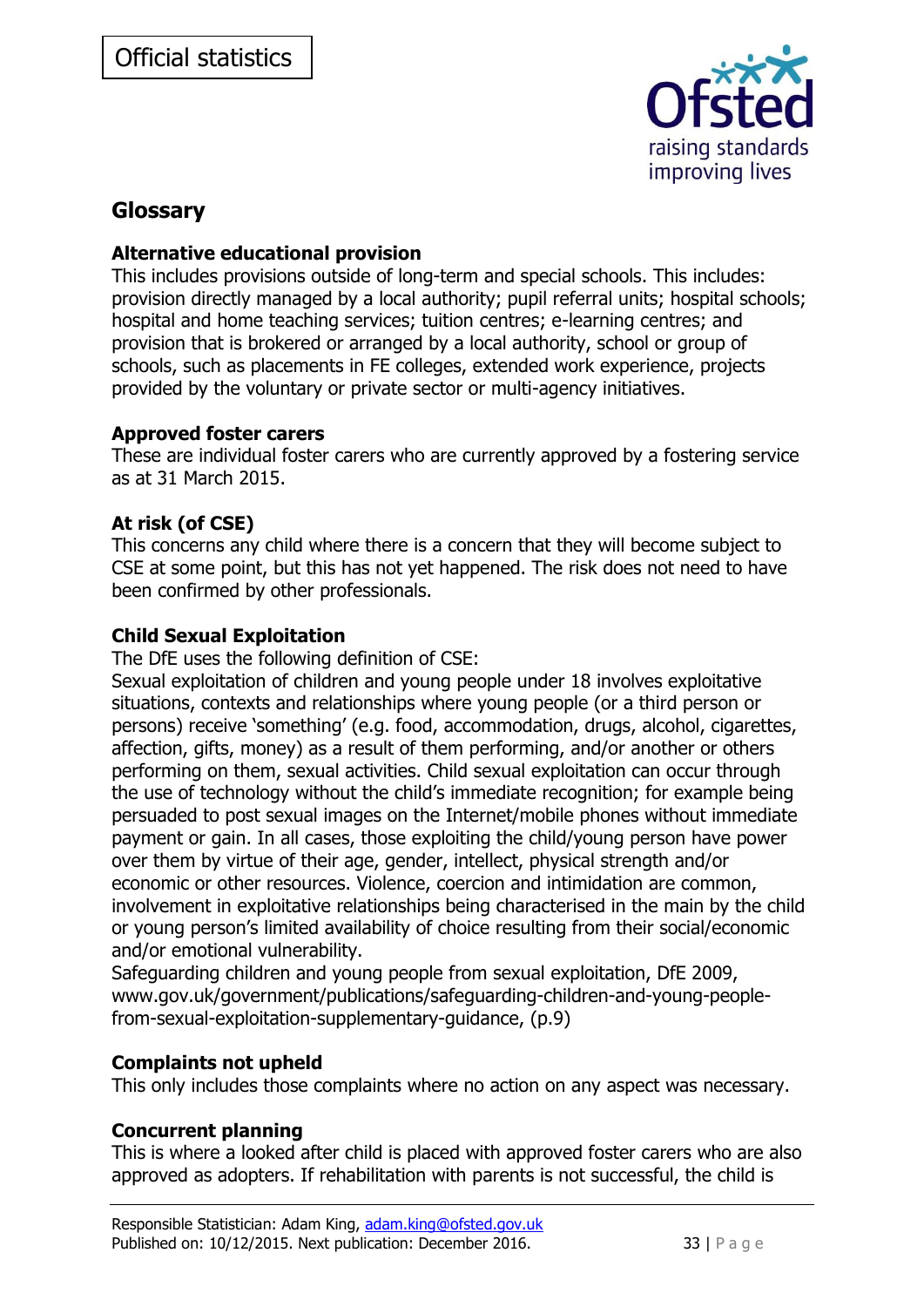## Glossary

**Alternative educational provision**
This includes provisions outside of long-term and special schools. This includes: provision directly managed by a local authority; pupil referral units; hospital schools; hospital and home teaching services; tuition centres; e-learning centres; and provision that is brokered or arranged by a local authority, school or group of schools, such as placements in FE colleges, extended work experience, projects provided by the voluntary or private sector or multi-agency initiatives.

**Approved foster carers**
These are individual foster carers who are currently approved by a fostering service as at 31 March 2015.

**At risk (of CSE)**
This concerns any child where there is a concern that they will become subject to CSE at some point, but this has not yet happened. The risk does not need to have been confirmed by other professionals.

**Child Sexual Exploitation**
The DfE uses the following definition of CSE:
Sexual exploitation of children and young people under 18 involves exploitative situations, contexts and relationships where young people (or a third person or persons) receive 'something' (e.g. food, accommodation, drugs, alcohol, cigarettes, affection, gifts, money) as a result of them performing, and/or another or others performing on them, sexual activities. Child sexual exploitation can occur through the use of technology without the child's immediate recognition; for example being persuaded to post sexual images on the Internet/mobile phones without immediate payment or gain. In all cases, those exploiting the child/young person have power over them by virtue of their age, gender, intellect, physical strength and/or economic or other resources. Violence, coercion and intimidation are common, involvement in exploitative relationships being characterised in the main by the child or young person's limited availability of choice resulting from their social/economic and/or emotional vulnerability.
Safeguarding children and young people from sexual exploitation, DfE 2009, www.gov.uk/government/publications/safeguarding-children-and-young-people-from-sexual-exploitation-supplementary-guidance, (p.9)

**Complaints not upheld**
This only includes those complaints where no action on any aspect was necessary.

**Concurrent planning**
This is where a looked after child is placed with approved foster carers who are also approved as adopters. If rehabilitation with parents is not successful, the child is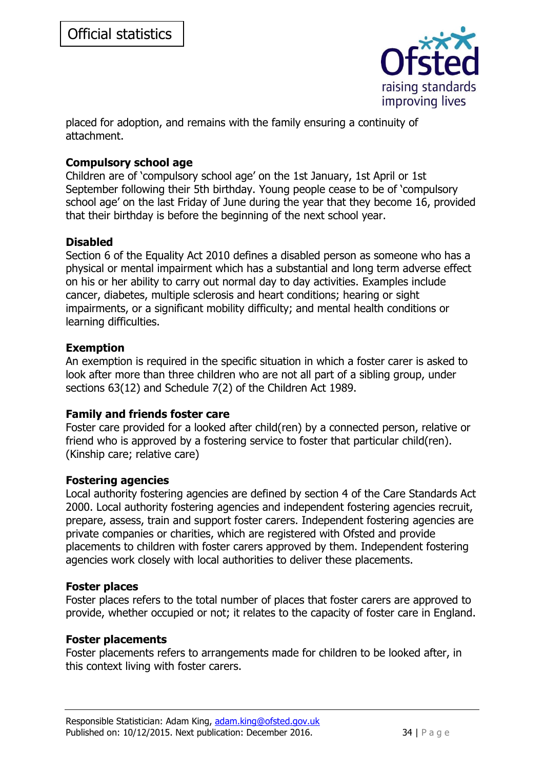placed for adoption, and remains with the family ensuring a continuity of attachment.

**Compulsory school age**

Children are of 'compulsory school age' on the 1st January, 1st April or 1st September following their 5th birthday. Young people cease to be of 'compulsory school age' on the last Friday of June during the year that they become 16, provided that their birthday is before the beginning of the next school year.

**Disabled**

Section 6 of the Equality Act 2010 defines a disabled person as someone who has a physical or mental impairment which has a substantial and long term adverse effect on his or her ability to carry out normal day to day activities. Examples include cancer, diabetes, multiple sclerosis and heart conditions; hearing or sight impairments, or a significant mobility difficulty; and mental health conditions or learning difficulties.

**Exemption**

An exemption is required in the specific situation in which a foster carer is asked to look after more than three children who are not all part of a sibling group, under sections 63(12) and Schedule 7(2) of the Children Act 1989.

**Family and friends foster care**

Foster care provided for a looked after child(ren) by a connected person, relative or friend who is approved by a fostering service to foster that particular child(ren). (Kinship care; relative care)

**Fostering agencies**

Local authority fostering agencies are defined by section 4 of the Care Standards Act 2000. Local authority fostering agencies and independent fostering agencies recruit, prepare, assess, train and support foster carers. Independent fostering agencies are private companies or charities, which are registered with Ofsted and provide placements to children with foster carers approved by them. Independent fostering agencies work closely with local authorities to deliver these placements.

**Foster places**

Foster places refers to the total number of places that foster carers are approved to provide, whether occupied or not; it relates to the capacity of foster care in England.

**Foster placements**

Foster placements refers to arrangements made for children to be looked after, in this context living with foster carers.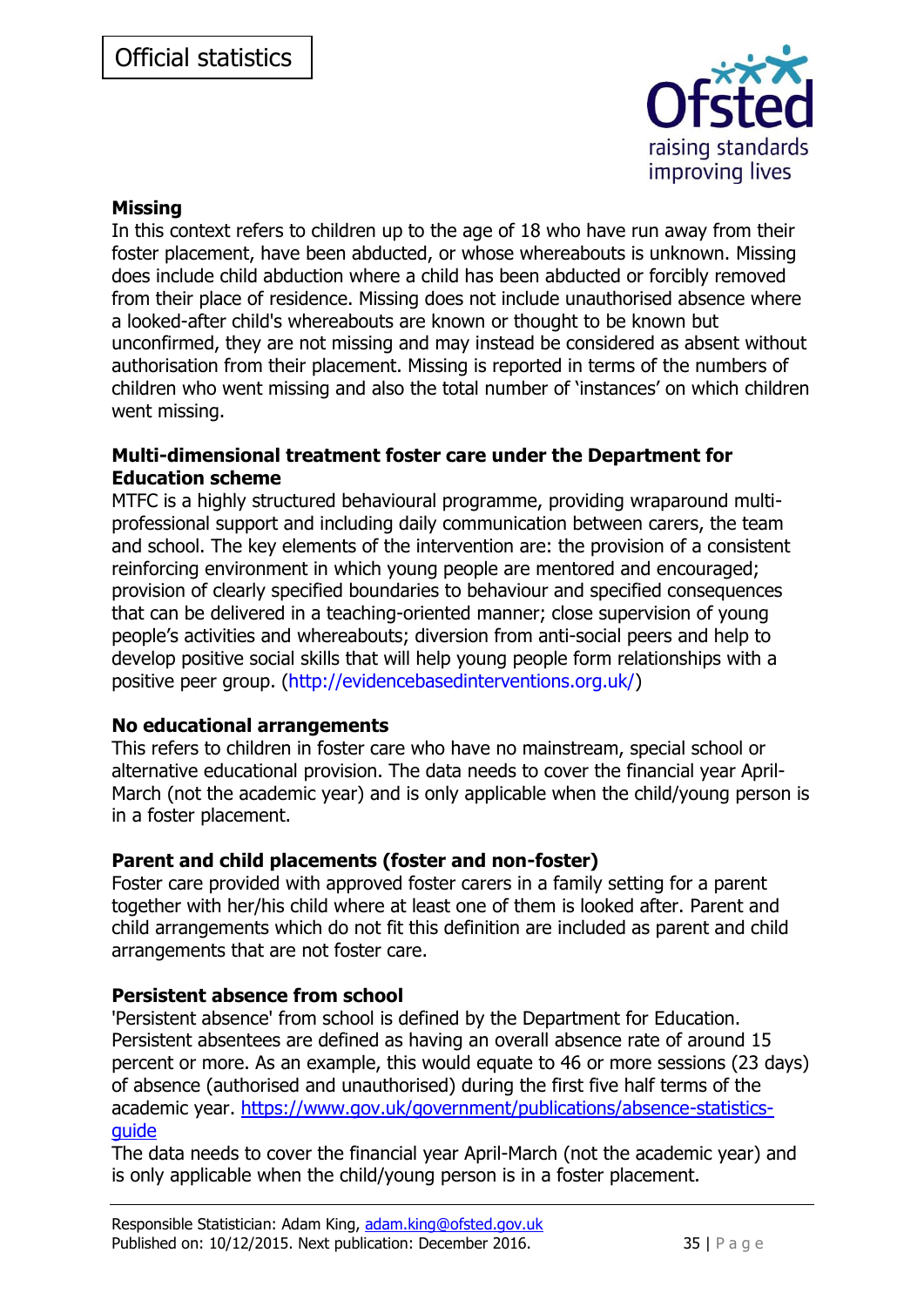**Missing**

In this context refers to children up to the age of 18 who have run away from their foster placement, have been abducted, or whose whereabouts is unknown. Missing does include child abduction where a child has been abducted or forcibly removed from their place of residence. Missing does not include unauthorised absence where a looked-after child's whereabouts are known or thought to be known but unconfirmed, they are not missing and may instead be considered as absent without authorisation from their placement. Missing is reported in terms of the numbers of children who went missing and also the total number of 'instances' on which children went missing.

**Multi-dimensional treatment foster care under the Department for Education scheme**

MTFC is a highly structured behavioural programme, providing wraparound multi-professional support and including daily communication between carers, the team and school. The key elements of the intervention are: the provision of a consistent reinforcing environment in which young people are mentored and encouraged; provision of clearly specified boundaries to behaviour and specified consequences that can be delivered in a teaching-oriented manner; close supervision of young people's activities and whereabouts; diversion from anti-social peers and help to develop positive social skills that will help young people form relationships with a positive peer group. (http://evidencebasedinterventions.org.uk/)

**No educational arrangements**

This refers to children in foster care who have no mainstream, special school or alternative educational provision. The data needs to cover the financial year April-March (not the academic year) and is only applicable when the child/young person is in a foster placement.

**Parent and child placements (foster and non-foster)**

Foster care provided with approved foster carers in a family setting for a parent together with her/his child where at least one of them is looked after. Parent and child arrangements which do not fit this definition are included as parent and child arrangements that are not foster care.

**Persistent absence from school**

'Persistent absence' from school is defined by the Department for Education. Persistent absentees are defined as having an overall absence rate of around 15 percent or more. As an example, this would equate to 46 or more sessions (23 days) of absence (authorised and unauthorised) during the first five half terms of the academic year. https://www.gov.uk/government/publications/absence-statistics-guide

The data needs to cover the financial year April-March (not the academic year) and is only applicable when the child/young person is in a foster placement.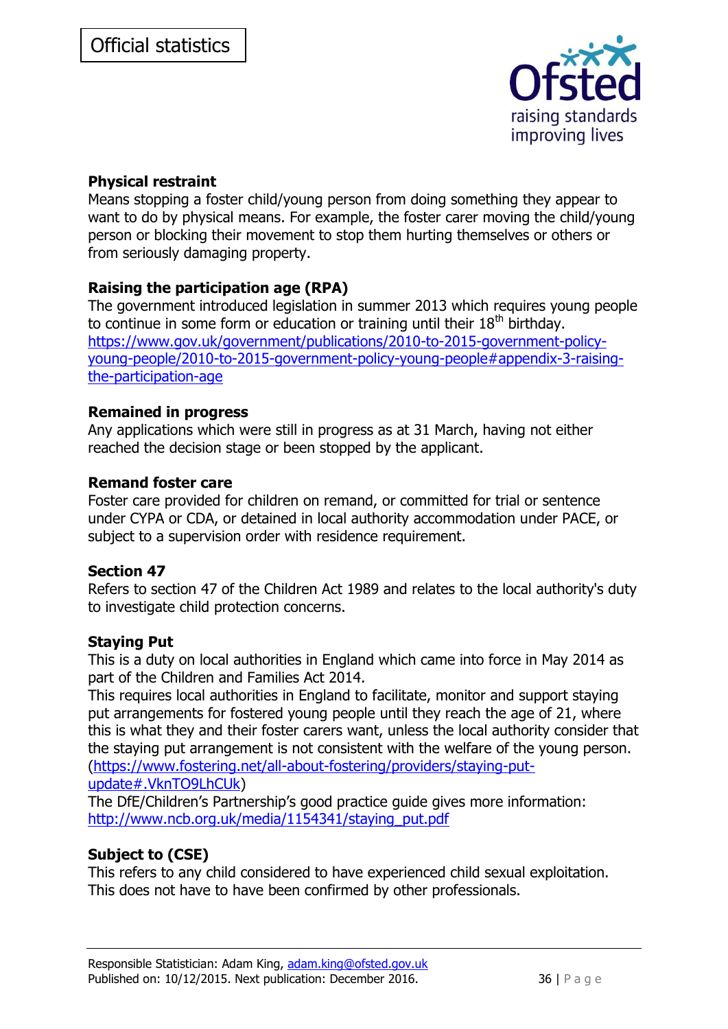**Physical restraint**
Means stopping a foster child/young person from doing something they appear to want to do by physical means. For example, the foster carer moving the child/young person or blocking their movement to stop them hurting themselves or others or from seriously damaging property.

**Raising the participation age (RPA)**
The government introduced legislation in summer 2013 which requires young people to continue in some form or education or training until their 18th birthday. https://www.gov.uk/government/publications/2010-to-2015-government-policy-young-people/2010-to-2015-government-policy-young-people#appendix-3-raising-the-participation-age

**Remained in progress**
Any applications which were still in progress as at 31 March, having not either reached the decision stage or been stopped by the applicant.

**Remand foster care**
Foster care provided for children on remand, or committed for trial or sentence under CYPA or CDA, or detained in local authority accommodation under PACE, or subject to a supervision order with residence requirement.

**Section 47**
Refers to section 47 of the Children Act 1989 and relates to the local authority's duty to investigate child protection concerns.

**Staying Put**
This is a duty on local authorities in England which came into force in May 2014 as part of the Children and Families Act 2014.
This requires local authorities in England to facilitate, monitor and support staying put arrangements for fostered young people until they reach the age of 21, where this is what they and their foster carers want, unless the local authority consider that the staying put arrangement is not consistent with the welfare of the young person. (https://www.fostering.net/all-about-fostering/providers/staying-put-update#.VknTO9LhCUk)
The DfE/Children's Partnership's good practice guide gives more information: http://www.ncb.org.uk/media/1154341/staying_put.pdf

**Subject to (CSE)**
This refers to any child considered to have experienced child sexual exploitation. This does not have to have been confirmed by other professionals.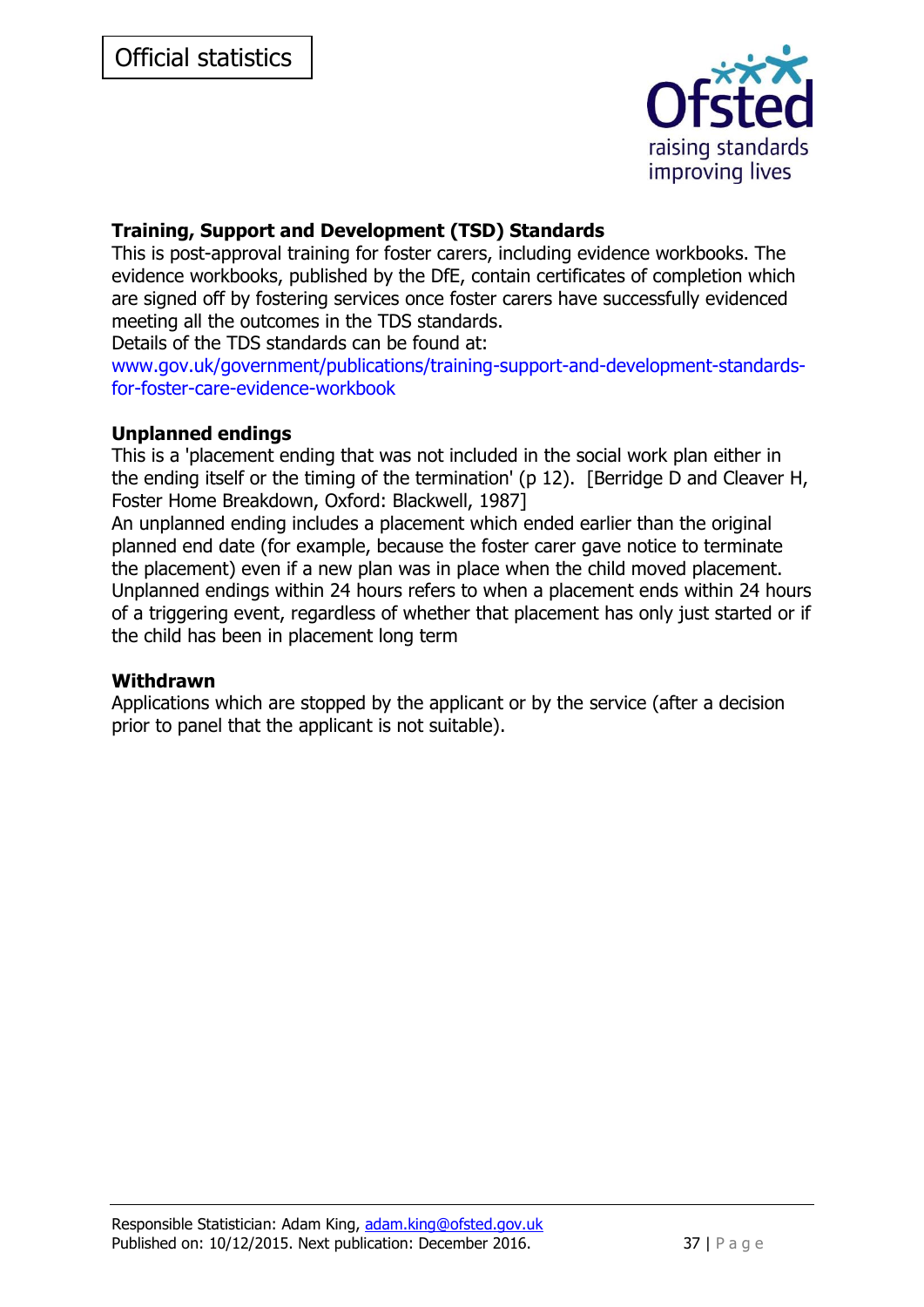### Training, Support and Development (TSD) Standards

This is post-approval training for foster carers, including evidence workbooks. The evidence workbooks, published by the DfE, contain certificates of completion which are signed off by fostering services once foster carers have successfully evidenced meeting all the outcomes in the TDS standards.
Details of the TDS standards can be found at:
www.gov.uk/government/publications/training-support-and-development-standards-for-foster-care-evidence-workbook

### Unplanned endings

This is a 'placement ending that was not included in the social work plan either in the ending itself or the timing of the termination' (p 12). [Berridge D and Cleaver H, Foster Home Breakdown, Oxford: Blackwell, 1987]
An unplanned ending includes a placement which ended earlier than the original planned end date (for example, because the foster carer gave notice to terminate the placement) even if a new plan was in place when the child moved placement.
Unplanned endings within 24 hours refers to when a placement ends within 24 hours of a triggering event, regardless of whether that placement has only just started or if the child has been in placement long term

### Withdrawn

Applications which are stopped by the applicant or by the service (after a decision prior to panel that the applicant is not suitable).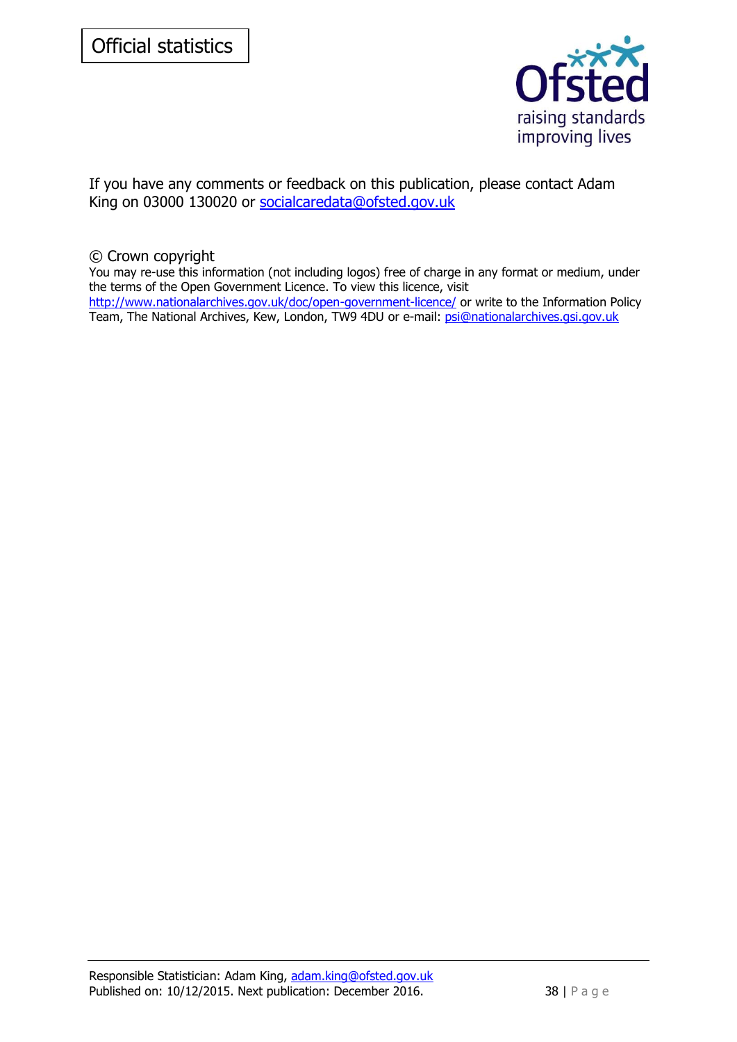Official statistics

If you have any comments or feedback on this publication, please contact Adam King on 03000 130020 or socialcaredata@ofsted.gov.uk

© Crown copyright

You may re-use this information (not including logos) free of charge in any format or medium, under the terms of the Open Government Licence. To view this licence, visit http://www.nationalarchives.gov.uk/doc/open-government-licence/ or write to the Information Policy Team, The National Archives, Kew, London, TW9 4DU or e-mail: psi@nationalarchives.gsi.gov.uk

Responsible Statistician: Adam King, adam.king@ofsted.gov.uk

Published on: 10/12/2015. Next publication: December 2016.